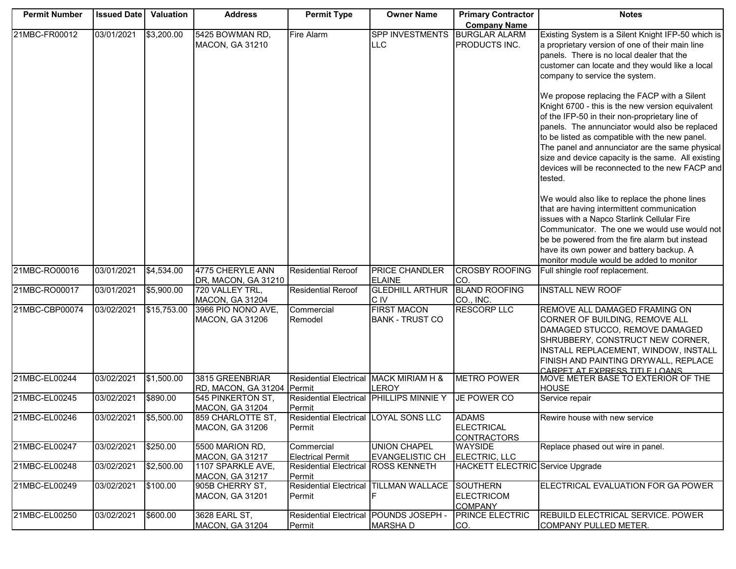| Permit Number | Issued Date | Valuation | Address | Permit Type | Owner Name | Primary Contractor Company Name | Notes |
|---|---|---|---|---|---|---|---|
| 21MBC-FR00012 | 03/01/2021 | $3,200.00 | 5425 BOWMAN RD, MACON, GA 31210 | Fire Alarm | SPP INVESTMENTS LLC | BURGLAR ALARM PRODUCTS INC. | Existing System is a Silent Knight IFP-50 which is a proprietary version of one of their main line panels. There is no local dealer that the customer can locate and they would like a local company to service the system.<br><br>We propose replacing the FACP with a Silent Knight 6700 - this is the new version equivalent of the IFP-50 in their non-proprietary line of panels. The annunciator would also be replaced to be listed as compatible with the new panel. The panel and annunciator are the same physical size and device capacity is the same. All existing devices will be reconnected to the new FACP and tested.<br><br>We would also like to replace the phone lines that are having intermittent communication issues with a Napco Starlink Cellular Fire Communicator. The one we would use would not be be powered from the fire alarm but instead have its own power and battery backup. A monitor module would be added to monitor |
| 21MBC-RO00016 | 03/01/2021 | $4,534.00 | 4775 CHERYLE ANN DR, MACON, GA 31210 | Residential Reroof | PRICE CHANDLER ELAINE | CROSBY ROOFING CO. | Full shingle roof replacement. |
| 21MBC-RO00017 | 03/01/2021 | $5,900.00 | 720 VALLEY TRL, MACON, GA 31204 | Residential Reroof | GLEDHILL ARTHUR C IV | BLAND ROOFING CO., INC. | INSTALL NEW ROOF |
| 21MBC-CBP00074 | 03/02/2021 | $15,753.00 | 3966 PIO NONO AVE, MACON, GA 31206 | Commercial Remodel | FIRST MACON BANK - TRUST CO | RESCORP LLC | REMOVE ALL DAMAGED FRAMING ON CORNER OF BUILDING, REMOVE ALL DAMAGED STUCCO, REMOVE DAMAGED SHRUBBERY, CONSTRUCT NEW CORNER, INSTALL REPLACEMENT, WINDOW, INSTALL FINISH AND PAINTING DRYWALL, REPLACE CARPET AT EXPRESS TITLE LOANS |
| 21MBC-EL00244 | 03/02/2021 | $1,500.00 | 3815 GREENBRIAR RD, MACON, GA 31204 | Residential Electrical Permit | MACK MIRIAM H & LEROY | METRO POWER | MOVE METER BASE TO EXTERIOR OF THE HOUSE |
| 21MBC-EL00245 | 03/02/2021 | $890.00 | 545 PINKERTON ST, MACON, GA 31204 | Residential Electrical Permit | PHILLIPS MINNIE Y | JE POWER CO | Service repair |
| 21MBC-EL00246 | 03/02/2021 | $5,500.00 | 859 CHARLOTTE ST, MACON, GA 31206 | Residential Electrical Permit | LOYAL SONS LLC | ADAMS ELECTRICAL CONTRACTORS | Rewire house with new service |
| 21MBC-EL00247 | 03/02/2021 | $250.00 | 5500 MARION RD, MACON, GA 31217 | Commercial Electrical Permit | UNION CHAPEL EVANGELISTIC CH | WAYSIDE ELECTRIC, LLC | Replace phased out wire in panel. |
| 21MBC-EL00248 | 03/02/2021 | $2,500.00 | 1107 SPARKLE AVE, MACON, GA 31217 | Residential Electrical Permit | ROSS KENNETH | HACKETT ELECTRIC | Service Upgrade |
| 21MBC-EL00249 | 03/02/2021 | $100.00 | 905B CHERRY ST, MACON, GA 31201 | Residential Electrical Permit | TILLMAN WALLACE F | SOUTHERN ELECTRICOM COMPANY | ELECTRICAL EVALUATION FOR GA POWER |
| 21MBC-EL00250 | 03/02/2021 | $600.00 | 3628 EARL ST, MACON, GA 31204 | Residential Electrical Permit | POUNDS JOSEPH - MARSHA D | PRINCE ELECTRIC CO. | REBUILD ELECTRICAL SERVICE. POWER COMPANY PULLED METER. |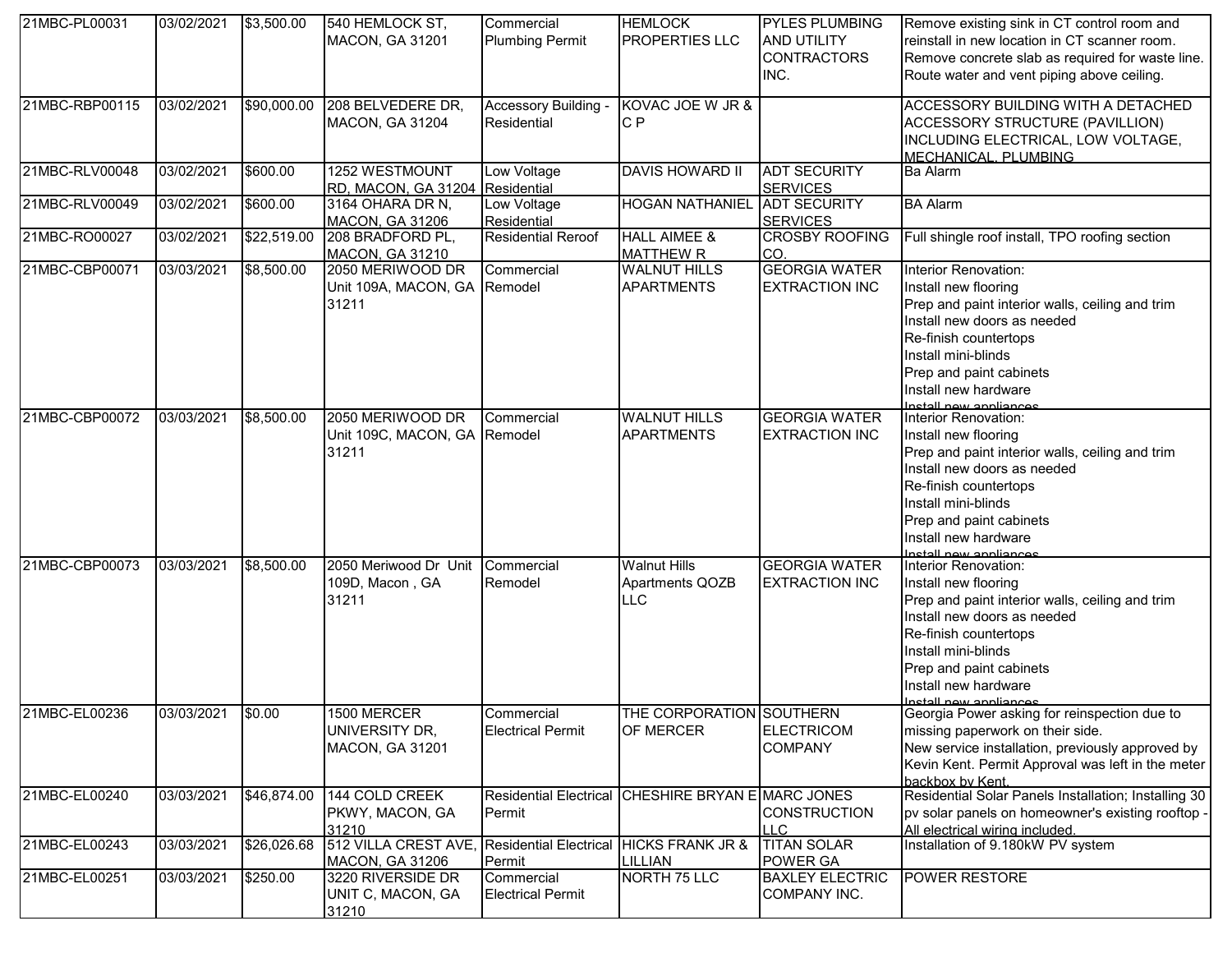| 21MBC-PL00031 | 03/02/2021 | $3,500.00 | 540 HEMLOCK ST, MACON, GA 31201 | Commercial Plumbing Permit | HEMLOCK PROPERTIES LLC | PYLES PLUMBING AND UTILITY CONTRACTORS INC. | Remove existing sink in CT control room and reinstall in new location in CT scanner room. Remove concrete slab as required for waste line. Route water and vent piping above ceiling. |
|---|---|---|---|---|---|---|---|
| 21MBC-RBP00115 | 03/02/2021 | $90,000.00 | 208 BELVEDERE DR, MACON, GA 31204 | Accessory Building - Residential | KOVAC JOE W JR & C P | | ACCESSORY BUILDING WITH A DETACHED ACCESSORY STRUCTURE (PAVILLION) INCLUDING ELECTRICAL, LOW VOLTAGE, MECHANICAL, PLUMBING |
| 21MBC-RLV00048 | 03/02/2021 | $600.00 | 1252 WESTMOUNT RD, MACON, GA 31204 | Low Voltage Residential | DAVIS HOWARD II | ADT SECURITY SERVICES | Ba Alarm |
| 21MBC-RLV00049 | 03/02/2021 | $600.00 | 3164 OHARA DR N, MACON, GA 31206 | Low Voltage Residential | HOGAN NATHANIEL | ADT SECURITY SERVICES | BA Alarm |
| 21MBC-RO00027 | 03/02/2021 | $22,519.00 | 208 BRADFORD PL, MACON, GA 31210 | Residential Reroof | HALL AIMEE & MATTHEW R | CROSBY ROOFING CO. | Full shingle roof install, TPO roofing section |
| 21MBC-CBP00071 | 03/03/2021 | $8,500.00 | 2050 MERIWOOD DR Unit 109A, MACON, GA 31211 | Commercial Remodel | WALNUT HILLS APARTMENTS | GEORGIA WATER EXTRACTION INC | Interior Renovation:<br>Install new flooring<br>Prep and paint interior walls, ceiling and trim<br>Install new doors as needed<br>Re-finish countertops<br>Install mini-blinds<br>Prep and paint cabinets<br>Install new hardware<br>Install new appliances |
| 21MBC-CBP00072 | 03/03/2021 | $8,500.00 | 2050 MERIWOOD DR Unit 109C, MACON, GA 31211 | Commercial Remodel | WALNUT HILLS APARTMENTS | GEORGIA WATER EXTRACTION INC | Interior Renovation:<br>Install new flooring<br>Prep and paint interior walls, ceiling and trim<br>Install new doors as needed<br>Re-finish countertops<br>Install mini-blinds<br>Prep and paint cabinets<br>Install new hardware<br>Install new appliances |
| 21MBC-CBP00073 | 03/03/2021 | $8,500.00 | 2050 Meriwood Dr Unit 109D, Macon , GA 31211 | Commercial Remodel | Walnut Hills Apartments QOZB LLC | GEORGIA WATER EXTRACTION INC | Interior Renovation:<br>Install new flooring<br>Prep and paint interior walls, ceiling and trim<br>Install new doors as needed<br>Re-finish countertops<br>Install mini-blinds<br>Prep and paint cabinets<br>Install new hardware<br>Install new appliances |
| 21MBC-EL00236 | 03/03/2021 | $0.00 | 1500 MERCER UNIVERSITY DR, MACON, GA 31201 | Commercial Electrical Permit | THE CORPORATION OF MERCER | SOUTHERN ELECTRICOM COMPANY | Georgia Power asking for reinspection due to missing paperwork on their side.<br>New service installation, previously approved by Kevin Kent. Permit Approval was left in the meter backbox by Kent. |
| 21MBC-EL00240 | 03/03/2021 | $46,874.00 | 144 COLD CREEK PKWY, MACON, GA 31210 | Residential Electrical Permit | CHESHIRE BRYAN E | MARC JONES CONSTRUCTION LLC | Residential Solar Panels Installation; Installing 30 pv solar panels on homeowner's existing rooftop - All electrical wiring included. |
| 21MBC-EL00243 | 03/03/2021 | $26,026.68 | 512 VILLA CREST AVE, MACON, GA 31206 | Residential Electrical Permit | HICKS FRANK JR & LILLIAN | TITAN SOLAR POWER GA | Installation of 9.180kW PV system |
| 21MBC-EL00251 | 03/03/2021 | $250.00 | 3220 RIVERSIDE DR UNIT C, MACON, GA 31210 | Commercial Electrical Permit | NORTH 75 LLC | BAXLEY ELECTRIC COMPANY INC. | POWER RESTORE |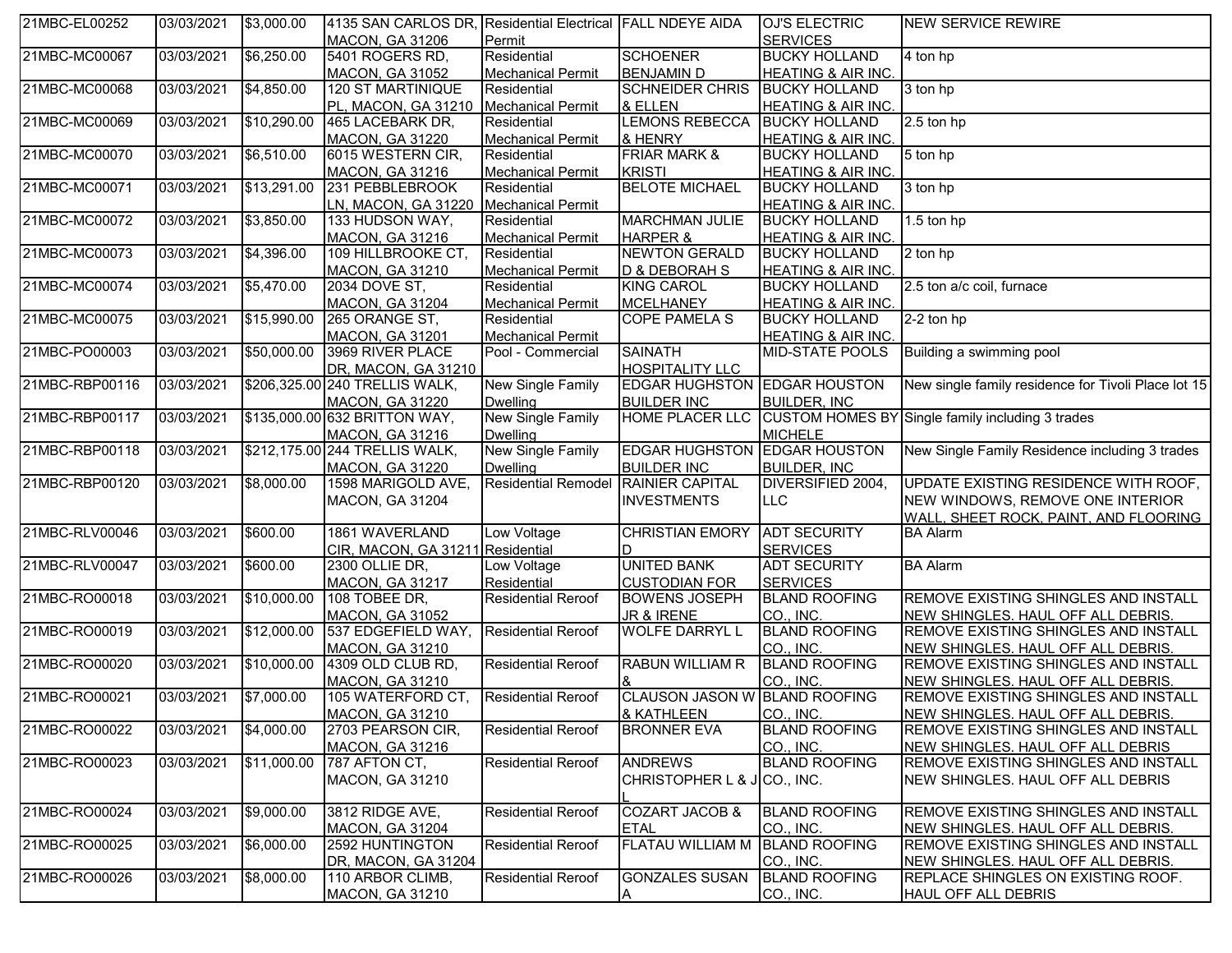| | | | | | | | |
|---|---|---|---|---|---|---|---|
| 21MBC-EL00252 | 03/03/2021 | $3,000.00 | 4135 SAN CARLOS DR, MACON, GA 31206 | Residential Electrical Permit | FALL NDEYE AIDA | OJ'S ELECTRIC SERVICES | NEW SERVICE REWIRE |
| 21MBC-MC00067 | 03/03/2021 | $6,250.00 | 5401 ROGERS RD, MACON, GA 31052 | Residential Mechanical Permit | SCHOENER BENJAMIN D | BUCKY HOLLAND HEATING & AIR INC. | 4 ton hp |
| 21MBC-MC00068 | 03/03/2021 | $4,850.00 | 120 ST MARTINIQUE PL, MACON, GA 31210 | Residential Mechanical Permit | SCHNEIDER CHRIS & ELLEN | BUCKY HOLLAND HEATING & AIR INC. | 3 ton hp |
| 21MBC-MC00069 | 03/03/2021 | $10,290.00 | 465 LACEBARK DR, MACON, GA 31220 | Residential Mechanical Permit | LEMONS REBECCA & HENRY | BUCKY HOLLAND HEATING & AIR INC. | 2.5 ton hp |
| 21MBC-MC00070 | 03/03/2021 | $6,510.00 | 6015 WESTERN CIR, MACON, GA 31216 | Residential Mechanical Permit | FRIAR MARK & KRISTI | BUCKY HOLLAND HEATING & AIR INC. | 5 ton hp |
| 21MBC-MC00071 | 03/03/2021 | $13,291.00 | 231 PEBBLEBROOK LN, MACON, GA 31220 | Residential Mechanical Permit | BELOTE MICHAEL | BUCKY HOLLAND HEATING & AIR INC. | 3 ton hp |
| 21MBC-MC00072 | 03/03/2021 | $3,850.00 | 133 HUDSON WAY, MACON, GA 31216 | Residential Mechanical Permit | MARCHMAN JULIE HARPER & | BUCKY HOLLAND HEATING & AIR INC. | 1.5 ton hp |
| 21MBC-MC00073 | 03/03/2021 | $4,396.00 | 109 HILLBROOKE CT, MACON, GA 31210 | Residential Mechanical Permit | NEWTON GERALD D & DEBORAH S | BUCKY HOLLAND HEATING & AIR INC. | 2 ton hp |
| 21MBC-MC00074 | 03/03/2021 | $5,470.00 | 2034 DOVE ST, MACON, GA 31204 | Residential Mechanical Permit | KING CAROL MCELHANEY | BUCKY HOLLAND HEATING & AIR INC. | 2.5 ton a/c coil, furnace |
| 21MBC-MC00075 | 03/03/2021 | $15,990.00 | 265 ORANGE ST, MACON, GA 31201 | Residential Mechanical Permit | COPE PAMELA S | BUCKY HOLLAND HEATING & AIR INC. | 2-2 ton hp |
| 21MBC-PO00003 | 03/03/2021 | $50,000.00 | 3969 RIVER PLACE DR, MACON, GA 31210 | Pool - Commercial | SAINATH HOSPITALITY LLC | MID-STATE POOLS | Building a swimming pool |
| 21MBC-RBP00116 | 03/03/2021 | $206,325.00 | 240 TRELLIS WALK, MACON, GA 31220 | New Single Family Dwelling | EDGAR HUGHSTON BUILDER INC | EDGAR HOUSTON BUILDER, INC | New single family residence for Tivoli Place lot 15 |
| 21MBC-RBP00117 | 03/03/2021 | $135,000.00 | 632 BRITTON WAY, MACON, GA 31216 | New Single Family Dwelling | HOME PLACER LLC | CUSTOM HOMES BY MICHELE | Single family including 3 trades |
| 21MBC-RBP00118 | 03/03/2021 | $212,175.00 | 244 TRELLIS WALK, MACON, GA 31220 | New Single Family Dwelling | EDGAR HUGHSTON BUILDER INC | EDGAR HOUSTON BUILDER, INC | New Single Family Residence including 3 trades |
| 21MBC-RBP00120 | 03/03/2021 | $8,000.00 | 1598 MARIGOLD AVE, MACON, GA 31204 | Residential Remodel | RAINIER CAPITAL INVESTMENTS | DIVERSIFIED 2004, LLC | UPDATE EXISTING RESIDENCE WITH ROOF, NEW WINDOWS, REMOVE ONE INTERIOR WALL, SHEET ROCK, PAINT, AND FLOORING |
| 21MBC-RLV00046 | 03/03/2021 | $600.00 | 1861 WAVERLAND CIR, MACON, GA 31211 | Low Voltage Residential | CHRISTIAN EMORY D | ADT SECURITY SERVICES | BA Alarm |
| 21MBC-RLV00047 | 03/03/2021 | $600.00 | 2300 OLLIE DR, MACON, GA 31217 | Low Voltage Residential | UNITED BANK CUSTODIAN FOR | ADT SECURITY SERVICES | BA Alarm |
| 21MBC-RO00018 | 03/03/2021 | $10,000.00 | 108 TOBEE DR, MACON, GA 31052 | Residential Reroof | BOWENS JOSEPH JR & IRENE | BLAND ROOFING CO., INC. | REMOVE EXISTING SHINGLES AND INSTALL NEW SHINGLES. HAUL OFF ALL DEBRIS. |
| 21MBC-RO00019 | 03/03/2021 | $12,000.00 | 537 EDGEFIELD WAY, MACON, GA 31210 | Residential Reroof | WOLFE DARRYL L | BLAND ROOFING CO., INC. | REMOVE EXISTING SHINGLES AND INSTALL NEW SHINGLES. HAUL OFF ALL DEBRIS. |
| 21MBC-RO00020 | 03/03/2021 | $10,000.00 | 4309 OLD CLUB RD, MACON, GA 31210 | Residential Reroof | RABUN WILLIAM R & | BLAND ROOFING CO., INC. | REMOVE EXISTING SHINGLES AND INSTALL NEW SHINGLES. HAUL OFF ALL DEBRIS. |
| 21MBC-RO00021 | 03/03/2021 | $7,000.00 | 105 WATERFORD CT, MACON, GA 31210 | Residential Reroof | CLAUSON JASON W & KATHLEEN | BLAND ROOFING CO., INC. | REMOVE EXISTING SHINGLES AND INSTALL NEW SHINGLES. HAUL OFF ALL DEBRIS. |
| 21MBC-RO00022 | 03/03/2021 | $4,000.00 | 2703 PEARSON CIR, MACON, GA 31216 | Residential Reroof | BRONNER EVA | BLAND ROOFING CO., INC. | REMOVE EXISTING SHINGLES AND INSTALL NEW SHINGLES. HAUL OFF ALL DEBRIS |
| 21MBC-RO00023 | 03/03/2021 | $11,000.00 | 787 AFTON CT, MACON, GA 31210 | Residential Reroof | ANDREWS CHRISTOPHER L & J L | BLAND ROOFING CO., INC. | REMOVE EXISTING SHINGLES AND INSTALL NEW SHINGLES. HAUL OFF ALL DEBRIS |
| 21MBC-RO00024 | 03/03/2021 | $9,000.00 | 3812 RIDGE AVE, MACON, GA 31204 | Residential Reroof | COZART JACOB & ETAL | BLAND ROOFING CO., INC. | REMOVE EXISTING SHINGLES AND INSTALL NEW SHINGLES. HAUL OFF ALL DEBRIS. |
| 21MBC-RO00025 | 03/03/2021 | $6,000.00 | 2592 HUNTINGTON DR, MACON, GA 31204 | Residential Reroof | FLATAU WILLIAM M | BLAND ROOFING CO., INC. | REMOVE EXISTING SHINGLES AND INSTALL NEW SHINGLES. HAUL OFF ALL DEBRIS. |
| 21MBC-RO00026 | 03/03/2021 | $8,000.00 | 110 ARBOR CLIMB, MACON, GA 31210 | Residential Reroof | GONZALES SUSAN A | BLAND ROOFING CO., INC. | REPLACE SHINGLES ON EXISTING ROOF. HAUL OFF ALL DEBRIS |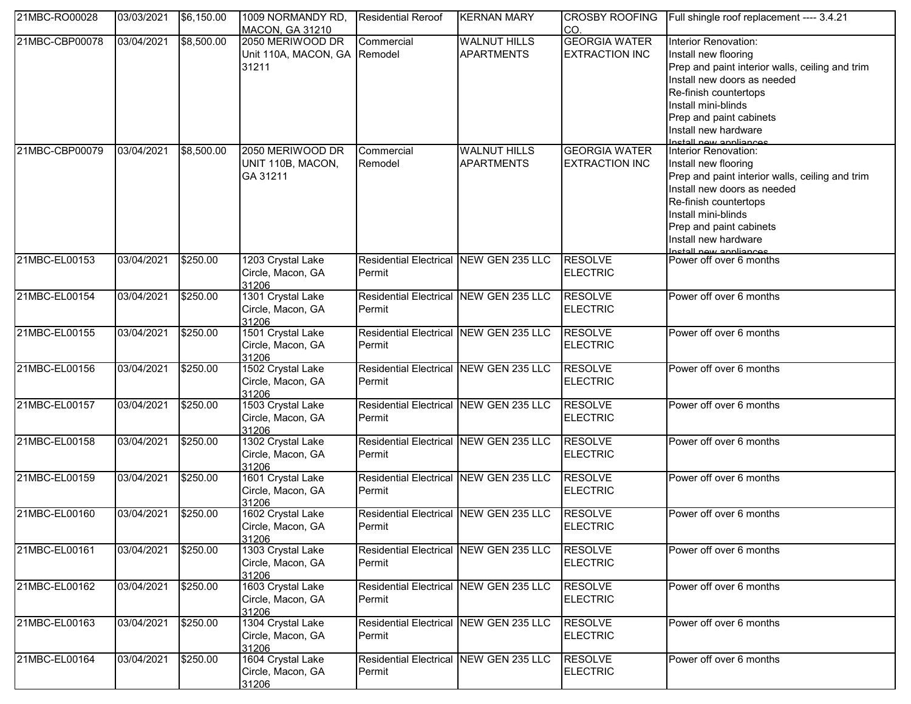| | | | | | | | |
|---|---|---|---|---|---|---|---|
| 21MBC-RO00028 | 03/03/2021 | $6,150.00 | 1009 NORMANDY RD, MACON, GA 31210 | Residential Reroof | KERNAN MARY | CROSBY ROOFING CO. | Full shingle roof replacement ---- 3.4.21 |
| 21MBC-CBP00078 | 03/04/2021 | $8,500.00 | 2050 MERIWOOD DR Unit 110A, MACON, GA 31211 | Commercial Remodel | WALNUT HILLS APARTMENTS | GEORGIA WATER EXTRACTION INC | Interior Renovation:<br>Install new flooring<br>Prep and paint interior walls, ceiling and trim<br>Install new doors as needed<br>Re-finish countertops<br>Install mini-blinds<br>Prep and paint cabinets<br>Install new hardware<br>Install new appliances |
| 21MBC-CBP00079 | 03/04/2021 | $8,500.00 | 2050 MERIWOOD DR UNIT 110B, MACON, GA 31211 | Commercial Remodel | WALNUT HILLS APARTMENTS | GEORGIA WATER EXTRACTION INC | Interior Renovation:<br>Install new flooring<br>Prep and paint interior walls, ceiling and trim<br>Install new doors as needed<br>Re-finish countertops<br>Install mini-blinds<br>Prep and paint cabinets<br>Install new hardware<br>Install new appliances |
| 21MBC-EL00153 | 03/04/2021 | $250.00 | 1203 Crystal Lake Circle, Macon, GA 31206 | Residential Electrical Permit | NEW GEN 235 LLC | RESOLVE ELECTRIC | Power off over 6 months |
| 21MBC-EL00154 | 03/04/2021 | $250.00 | 1301 Crystal Lake Circle, Macon, GA 31206 | Residential Electrical Permit | NEW GEN 235 LLC | RESOLVE ELECTRIC | Power off over 6 months |
| 21MBC-EL00155 | 03/04/2021 | $250.00 | 1501 Crystal Lake Circle, Macon, GA 31206 | Residential Electrical Permit | NEW GEN 235 LLC | RESOLVE ELECTRIC | Power off over 6 months |
| 21MBC-EL00156 | 03/04/2021 | $250.00 | 1502 Crystal Lake Circle, Macon, GA 31206 | Residential Electrical Permit | NEW GEN 235 LLC | RESOLVE ELECTRIC | Power off over 6 months |
| 21MBC-EL00157 | 03/04/2021 | $250.00 | 1503 Crystal Lake Circle, Macon, GA 31206 | Residential Electrical Permit | NEW GEN 235 LLC | RESOLVE ELECTRIC | Power off over 6 months |
| 21MBC-EL00158 | 03/04/2021 | $250.00 | 1302 Crystal Lake Circle, Macon, GA 31206 | Residential Electrical Permit | NEW GEN 235 LLC | RESOLVE ELECTRIC | Power off over 6 months |
| 21MBC-EL00159 | 03/04/2021 | $250.00 | 1601 Crystal Lake Circle, Macon, GA 31206 | Residential Electrical Permit | NEW GEN 235 LLC | RESOLVE ELECTRIC | Power off over 6 months |
| 21MBC-EL00160 | 03/04/2021 | $250.00 | 1602 Crystal Lake Circle, Macon, GA 31206 | Residential Electrical Permit | NEW GEN 235 LLC | RESOLVE ELECTRIC | Power off over 6 months |
| 21MBC-EL00161 | 03/04/2021 | $250.00 | 1303 Crystal Lake Circle, Macon, GA 31206 | Residential Electrical Permit | NEW GEN 235 LLC | RESOLVE ELECTRIC | Power off over 6 months |
| 21MBC-EL00162 | 03/04/2021 | $250.00 | 1603 Crystal Lake Circle, Macon, GA 31206 | Residential Electrical Permit | NEW GEN 235 LLC | RESOLVE ELECTRIC | Power off over 6 months |
| 21MBC-EL00163 | 03/04/2021 | $250.00 | 1304 Crystal Lake Circle, Macon, GA 31206 | Residential Electrical Permit | NEW GEN 235 LLC | RESOLVE ELECTRIC | Power off over 6 months |
| 21MBC-EL00164 | 03/04/2021 | $250.00 | 1604 Crystal Lake Circle, Macon, GA 31206 | Residential Electrical Permit | NEW GEN 235 LLC | RESOLVE ELECTRIC | Power off over 6 months |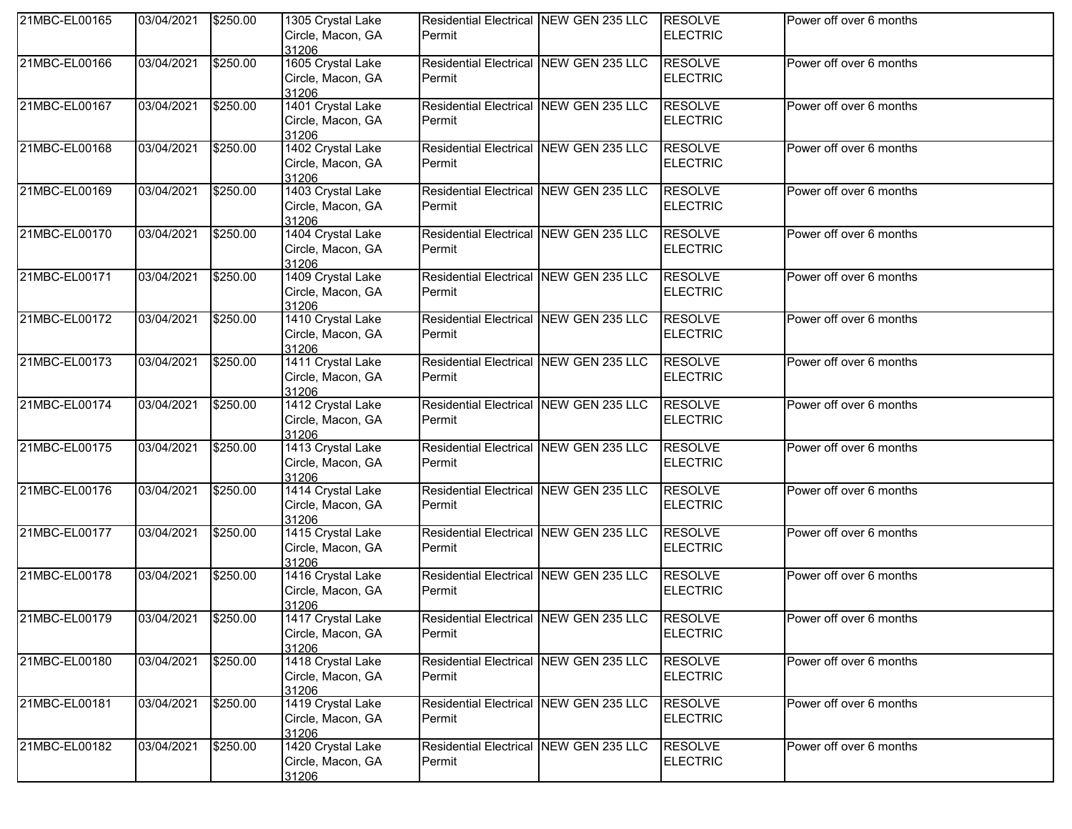| 21MBC-EL00165 | 03/04/2021 | $250.00 | 1305 Crystal Lake Circle, Macon, GA 31206 | Residential Electrical Permit | NEW GEN 235 LLC | RESOLVE ELECTRIC | Power off over 6 months |
|---|---|---|---|---|---|---|---|
| 21MBC-EL00166 | 03/04/2021 | $250.00 | 1605 Crystal Lake Circle, Macon, GA 31206 | Residential Electrical Permit | NEW GEN 235 LLC | RESOLVE ELECTRIC | Power off over 6 months |
| 21MBC-EL00167 | 03/04/2021 | $250.00 | 1401 Crystal Lake Circle, Macon, GA 31206 | Residential Electrical Permit | NEW GEN 235 LLC | RESOLVE ELECTRIC | Power off over 6 months |
| 21MBC-EL00168 | 03/04/2021 | $250.00 | 1402 Crystal Lake Circle, Macon, GA 31206 | Residential Electrical Permit | NEW GEN 235 LLC | RESOLVE ELECTRIC | Power off over 6 months |
| 21MBC-EL00169 | 03/04/2021 | $250.00 | 1403 Crystal Lake Circle, Macon, GA 31206 | Residential Electrical Permit | NEW GEN 235 LLC | RESOLVE ELECTRIC | Power off over 6 months |
| 21MBC-EL00170 | 03/04/2021 | $250.00 | 1404 Crystal Lake Circle, Macon, GA 31206 | Residential Electrical Permit | NEW GEN 235 LLC | RESOLVE ELECTRIC | Power off over 6 months |
| 21MBC-EL00171 | 03/04/2021 | $250.00 | 1409 Crystal Lake Circle, Macon, GA 31206 | Residential Electrical Permit | NEW GEN 235 LLC | RESOLVE ELECTRIC | Power off over 6 months |
| 21MBC-EL00172 | 03/04/2021 | $250.00 | 1410 Crystal Lake Circle, Macon, GA 31206 | Residential Electrical Permit | NEW GEN 235 LLC | RESOLVE ELECTRIC | Power off over 6 months |
| 21MBC-EL00173 | 03/04/2021 | $250.00 | 1411 Crystal Lake Circle, Macon, GA 31206 | Residential Electrical Permit | NEW GEN 235 LLC | RESOLVE ELECTRIC | Power off over 6 months |
| 21MBC-EL00174 | 03/04/2021 | $250.00 | 1412 Crystal Lake Circle, Macon, GA 31206 | Residential Electrical Permit | NEW GEN 235 LLC | RESOLVE ELECTRIC | Power off over 6 months |
| 21MBC-EL00175 | 03/04/2021 | $250.00 | 1413 Crystal Lake Circle, Macon, GA 31206 | Residential Electrical Permit | NEW GEN 235 LLC | RESOLVE ELECTRIC | Power off over 6 months |
| 21MBC-EL00176 | 03/04/2021 | $250.00 | 1414 Crystal Lake Circle, Macon, GA 31206 | Residential Electrical Permit | NEW GEN 235 LLC | RESOLVE ELECTRIC | Power off over 6 months |
| 21MBC-EL00177 | 03/04/2021 | $250.00 | 1415 Crystal Lake Circle, Macon, GA 31206 | Residential Electrical Permit | NEW GEN 235 LLC | RESOLVE ELECTRIC | Power off over 6 months |
| 21MBC-EL00178 | 03/04/2021 | $250.00 | 1416 Crystal Lake Circle, Macon, GA 31206 | Residential Electrical Permit | NEW GEN 235 LLC | RESOLVE ELECTRIC | Power off over 6 months |
| 21MBC-EL00179 | 03/04/2021 | $250.00 | 1417 Crystal Lake Circle, Macon, GA 31206 | Residential Electrical Permit | NEW GEN 235 LLC | RESOLVE ELECTRIC | Power off over 6 months |
| 21MBC-EL00180 | 03/04/2021 | $250.00 | 1418 Crystal Lake Circle, Macon, GA 31206 | Residential Electrical Permit | NEW GEN 235 LLC | RESOLVE ELECTRIC | Power off over 6 months |
| 21MBC-EL00181 | 03/04/2021 | $250.00 | 1419 Crystal Lake Circle, Macon, GA 31206 | Residential Electrical Permit | NEW GEN 235 LLC | RESOLVE ELECTRIC | Power off over 6 months |
| 21MBC-EL00182 | 03/04/2021 | $250.00 | 1420 Crystal Lake Circle, Macon, GA 31206 | Residential Electrical Permit | NEW GEN 235 LLC | RESOLVE ELECTRIC | Power off over 6 months |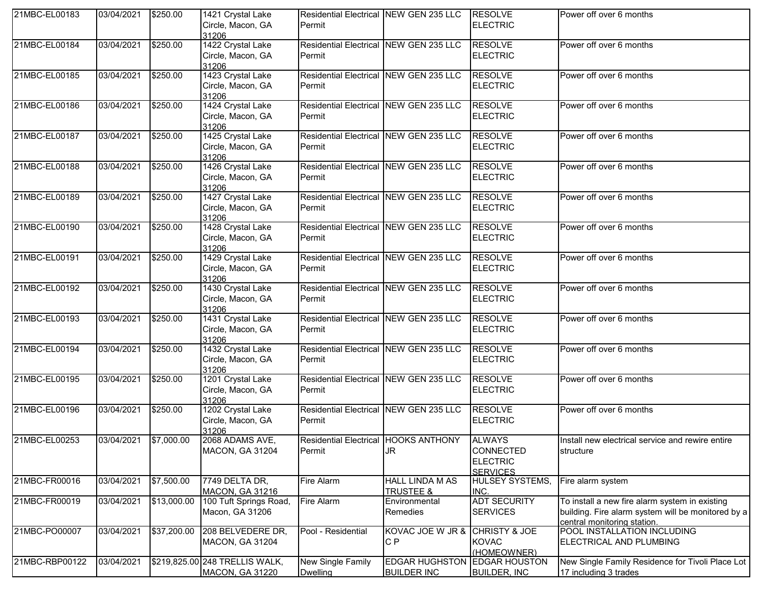| 21MBC-EL00183 | 03/04/2021 | $250.00 | 1421 Crystal Lake Circle, Macon, GA 31206 | Residential Electrical Permit | NEW GEN 235 LLC | RESOLVE ELECTRIC | Power off over 6 months |
|---|---|---|---|---|---|---|---|
| 21MBC-EL00184 | 03/04/2021 | $250.00 | 1422 Crystal Lake Circle, Macon, GA 31206 | Residential Electrical Permit | NEW GEN 235 LLC | RESOLVE ELECTRIC | Power off over 6 months |
| 21MBC-EL00185 | 03/04/2021 | $250.00 | 1423 Crystal Lake Circle, Macon, GA 31206 | Residential Electrical Permit | NEW GEN 235 LLC | RESOLVE ELECTRIC | Power off over 6 months |
| 21MBC-EL00186 | 03/04/2021 | $250.00 | 1424 Crystal Lake Circle, Macon, GA 31206 | Residential Electrical Permit | NEW GEN 235 LLC | RESOLVE ELECTRIC | Power off over 6 months |
| 21MBC-EL00187 | 03/04/2021 | $250.00 | 1425 Crystal Lake Circle, Macon, GA 31206 | Residential Electrical Permit | NEW GEN 235 LLC | RESOLVE ELECTRIC | Power off over 6 months |
| 21MBC-EL00188 | 03/04/2021 | $250.00 | 1426 Crystal Lake Circle, Macon, GA 31206 | Residential Electrical Permit | NEW GEN 235 LLC | RESOLVE ELECTRIC | Power off over 6 months |
| 21MBC-EL00189 | 03/04/2021 | $250.00 | 1427 Crystal Lake Circle, Macon, GA 31206 | Residential Electrical Permit | NEW GEN 235 LLC | RESOLVE ELECTRIC | Power off over 6 months |
| 21MBC-EL00190 | 03/04/2021 | $250.00 | 1428 Crystal Lake Circle, Macon, GA 31206 | Residential Electrical Permit | NEW GEN 235 LLC | RESOLVE ELECTRIC | Power off over 6 months |
| 21MBC-EL00191 | 03/04/2021 | $250.00 | 1429 Crystal Lake Circle, Macon, GA 31206 | Residential Electrical Permit | NEW GEN 235 LLC | RESOLVE ELECTRIC | Power off over 6 months |
| 21MBC-EL00192 | 03/04/2021 | $250.00 | 1430 Crystal Lake Circle, Macon, GA 31206 | Residential Electrical Permit | NEW GEN 235 LLC | RESOLVE ELECTRIC | Power off over 6 months |
| 21MBC-EL00193 | 03/04/2021 | $250.00 | 1431 Crystal Lake Circle, Macon, GA 31206 | Residential Electrical Permit | NEW GEN 235 LLC | RESOLVE ELECTRIC | Power off over 6 months |
| 21MBC-EL00194 | 03/04/2021 | $250.00 | 1432 Crystal Lake Circle, Macon, GA 31206 | Residential Electrical Permit | NEW GEN 235 LLC | RESOLVE ELECTRIC | Power off over 6 months |
| 21MBC-EL00195 | 03/04/2021 | $250.00 | 1201 Crystal Lake Circle, Macon, GA 31206 | Residential Electrical Permit | NEW GEN 235 LLC | RESOLVE ELECTRIC | Power off over 6 months |
| 21MBC-EL00196 | 03/04/2021 | $250.00 | 1202 Crystal Lake Circle, Macon, GA 31206 | Residential Electrical Permit | NEW GEN 235 LLC | RESOLVE ELECTRIC | Power off over 6 months |
| 21MBC-EL00253 | 03/04/2021 | $7,000.00 | 2068 ADAMS AVE, MACON, GA 31204 | Residential Electrical Permit | HOOKS ANTHONY JR | ALWAYS CONNECTED ELECTRIC SERVICES | Install new electrical service and rewire entire structure |
| 21MBC-FR00016 | 03/04/2021 | $7,500.00 | 7749 DELTA DR, MACON, GA 31216 | Fire Alarm | HALL LINDA M AS TRUSTEE & | HULSEY SYSTEMS, INC. | Fire alarm system |
| 21MBC-FR00019 | 03/04/2021 | $13,000.00 | 100 Tuft Springs Road, Macon, GA 31206 | Fire Alarm | Environmental Remedies | ADT SECURITY SERVICES | To install a new fire alarm system in existing building. Fire alarm system will be monitored by a central monitoring station. |
| 21MBC-PO00007 | 03/04/2021 | $37,200.00 | 208 BELVEDERE DR, MACON, GA 31204 | Pool - Residential | KOVAC JOE W JR & C P | CHRISTY & JOE KOVAC (HOMEOWNER) | POOL INSTALLATION INCLUDING ELECTRICAL AND PLUMBING |
| 21MBC-RBP00122 | 03/04/2021 | $219,825.00 | 248 TRELLIS WALK, MACON, GA 31220 | New Single Family Dwelling | EDGAR HUGHSTON BUILDER INC | EDGAR HOUSTON BUILDER, INC | New Single Family Residence for Tivoli Place Lot 17 including 3 trades |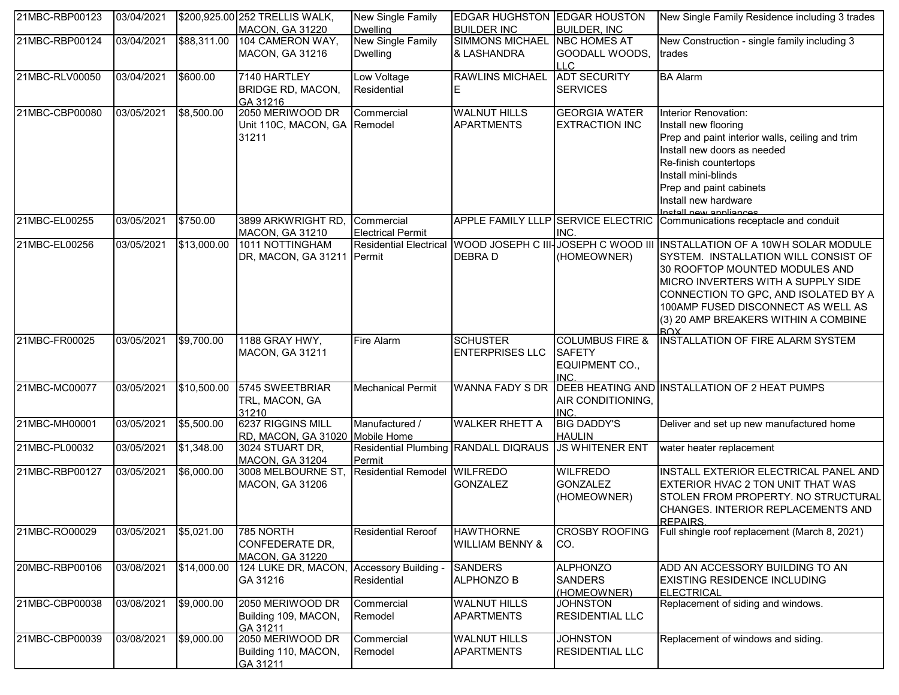| | | | | | | | |
|---|---|---|---|---|---|---|---|
| 21MBC-RBP00123 | 03/04/2021 | $200,925.00 | 252 TRELLIS WALK, MACON, GA 31220 | New Single Family Dwelling | EDGAR HUGHSTON BUILDER INC | EDGAR HOUSTON BUILDER, INC | New Single Family Residence including 3 trades |
| 21MBC-RBP00124 | 03/04/2021 | $88,311.00 | 104 CAMERON WAY, MACON, GA 31216 | New Single Family Dwelling | SIMMONS MICHAEL & LASHANDRA | NBC HOMES AT GOODALL WOODS, LLC | New Construction - single family including 3 trades |
| 21MBC-RLV00050 | 03/04/2021 | $600.00 | 7140 HARTLEY BRIDGE RD, MACON, GA 31216 | Low Voltage Residential | RAWLINS MICHAEL E | ADT SECURITY SERVICES | BA Alarm |
| 21MBC-CBP00080 | 03/05/2021 | $8,500.00 | 2050 MERIWOOD DR Unit 110C, MACON, GA 31211 | Commercial Remodel | WALNUT HILLS APARTMENTS | GEORGIA WATER EXTRACTION INC | Interior Renovation:<br>Install new flooring<br>Prep and paint interior walls, ceiling and trim<br>Install new doors as needed<br>Re-finish countertops<br>Install mini-blinds<br>Prep and paint cabinets<br>Install new hardware<br>Install new appliances |
| 21MBC-EL00255 | 03/05/2021 | $750.00 | 3899 ARKWRIGHT RD, MACON, GA 31210 | Commercial Electrical Permit | APPLE FAMILY LLLP | SERVICE ELECTRIC INC. | Communications receptacle and conduit |
| 21MBC-EL00256 | 03/05/2021 | $13,000.00 | 1011 NOTTINGHAM DR, MACON, GA 31211 | Residential Electrical Permit | WOOD JOSEPH C III-DEBRA D | JOSEPH C WOOD III (HOMEOWNER) | INSTALLATION OF A 10WH SOLAR MODULE SYSTEM. INSTALLATION WILL CONSIST OF 30 ROOFTOP MOUNTED MODULES AND MICRO INVERTERS WITH A SUPPLY SIDE CONNECTION TO GPC, AND ISOLATED BY A 100AMP FUSED DISCONNECT AS WELL AS (3) 20 AMP BREAKERS WITHIN A COMBINE BOX |
| 21MBC-FR00025 | 03/05/2021 | $9,700.00 | 1188 GRAY HWY, MACON, GA 31211 | Fire Alarm | SCHUSTER ENTERPRISES LLC | COLUMBUS FIRE & SAFETY EQUIPMENT CO., INC. | INSTALLATION OF FIRE ALARM SYSTEM |
| 21MBC-MC00077 | 03/05/2021 | $10,500.00 | 5745 SWEETBRIAR TRL, MACON, GA 31210 | Mechanical Permit | WANNA FADY S DR | DEEB HEATING AND AIR CONDITIONING, INC. | INSTALLATION OF 2 HEAT PUMPS |
| 21MBC-MH00001 | 03/05/2021 | $5,500.00 | 6237 RIGGINS MILL RD, MACON, GA 31020 | Manufactured / Mobile Home | WALKER RHETT A | BIG DADDY'S HAULIN | Deliver and set up new manufactured home |
| 21MBC-PL00032 | 03/05/2021 | $1,348.00 | 3024 STUART DR, MACON, GA 31204 | Residential Plumbing Permit | RANDALL DIQRAUS | JS WHITENER ENT | water heater replacement |
| 21MBC-RBP00127 | 03/05/2021 | $6,000.00 | 3008 MELBOURNE ST, MACON, GA 31206 | Residential Remodel | WILFREDO GONZALEZ | WILFREDO GONZALEZ (HOMEOWNER) | INSTALL EXTERIOR ELECTRICAL PANEL AND EXTERIOR HVAC 2 TON UNIT THAT WAS STOLEN FROM PROPERTY. NO STRUCTURAL CHANGES. INTERIOR REPLACEMENTS AND REPAIRS. |
| 21MBC-RO00029 | 03/05/2021 | $5,021.00 | 785 NORTH CONFEDERATE DR, MACON, GA 31220 | Residential Reroof | HAWTHORNE WILLIAM BENNY & | CROSBY ROOFING CO. | Full shingle roof replacement (March 8, 2021) |
| 20MBC-RBP00106 | 03/08/2021 | $14,000.00 | 124 LUKE DR, MACON, GA 31216 | Accessory Building - Residential | SANDERS ALPHONZO B | ALPHONZO SANDERS (HOMEOWNER) | ADD AN ACCESSORY BUILDING TO AN EXISTING RESIDENCE INCLUDING ELECTRICAL |
| 21MBC-CBP00038 | 03/08/2021 | $9,000.00 | 2050 MERIWOOD DR Building 109, MACON, GA 31211 | Commercial Remodel | WALNUT HILLS APARTMENTS | JOHNSTON RESIDENTIAL LLC | Replacement of siding and windows. |
| 21MBC-CBP00039 | 03/08/2021 | $9,000.00 | 2050 MERIWOOD DR Building 110, MACON, GA 31211 | Commercial Remodel | WALNUT HILLS APARTMENTS | JOHNSTON RESIDENTIAL LLC | Replacement of windows and siding. |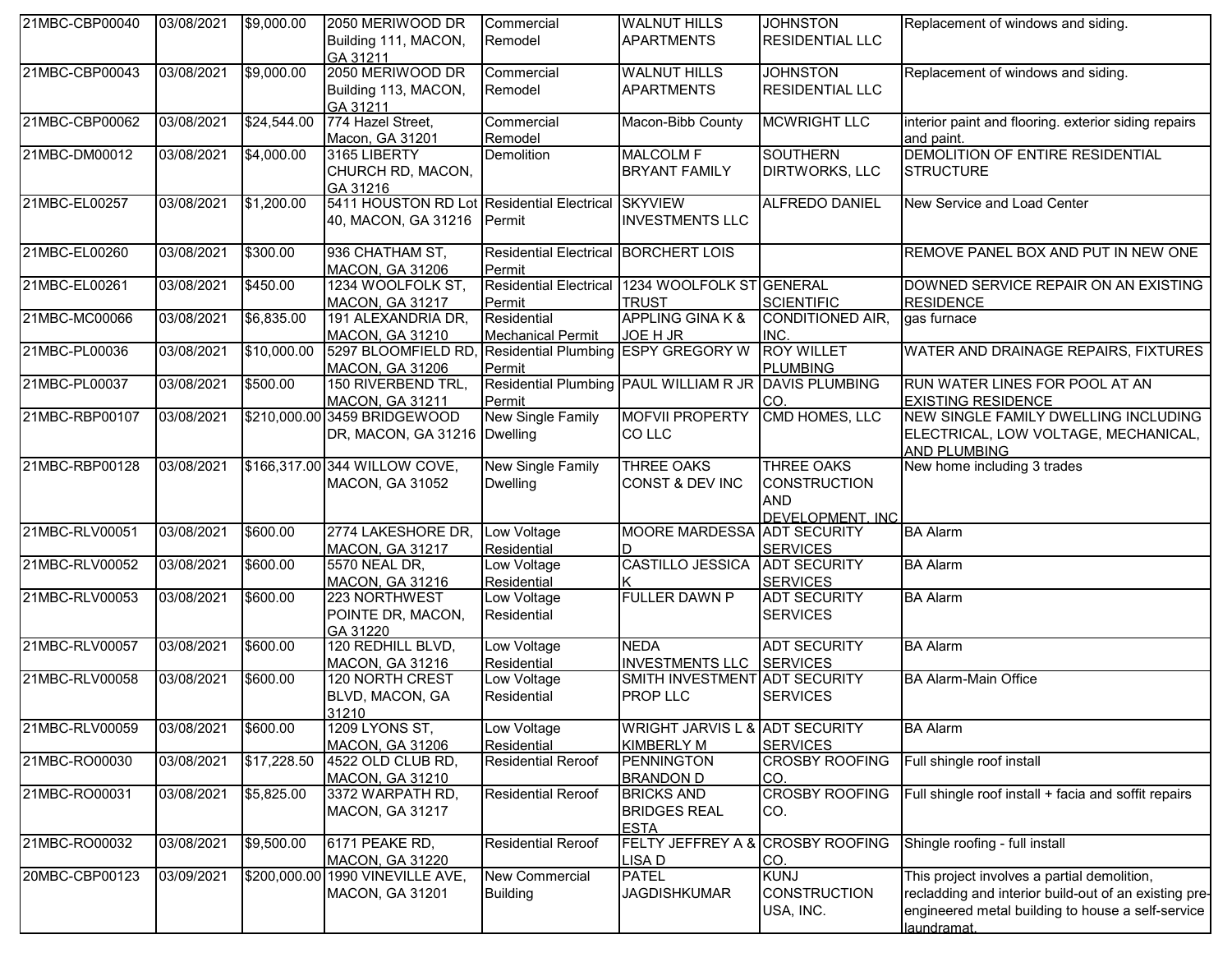| | | | | | | | |
|---|---|---|---|---|---|---|---|
| 21MBC-CBP00040 | 03/08/2021 | $9,000.00 | 2050 MERIWOOD DR Building 111, MACON, GA 31211 | Commercial Remodel | WALNUT HILLS APARTMENTS | JOHNSTON RESIDENTIAL LLC | Replacement of windows and siding. |
| 21MBC-CBP00043 | 03/08/2021 | $9,000.00 | 2050 MERIWOOD DR Building 113, MACON, GA 31211 | Commercial Remodel | WALNUT HILLS APARTMENTS | JOHNSTON RESIDENTIAL LLC | Replacement of windows and siding. |
| 21MBC-CBP00062 | 03/08/2021 | $24,544.00 | 774 Hazel Street, Macon, GA 31201 | Commercial Remodel | Macon-Bibb County | MCWRIGHT LLC | interior paint and flooring. exterior siding repairs and paint. |
| 21MBC-DM00012 | 03/08/2021 | $4,000.00 | 3165 LIBERTY CHURCH RD, MACON, GA 31216 | Demolition | MALCOLM F BRYANT FAMILY | SOUTHERN DIRTWORKS, LLC | DEMOLITION OF ENTIRE RESIDENTIAL STRUCTURE |
| 21MBC-EL00257 | 03/08/2021 | $1,200.00 | 5411 HOUSTON RD Lot 40, MACON, GA 31216 | Residential Electrical Permit | SKYVIEW INVESTMENTS LLC | ALFREDO DANIEL | New Service and Load Center |
| 21MBC-EL00260 | 03/08/2021 | $300.00 | 936 CHATHAM ST, MACON, GA 31206 | Residential Electrical Permit | BORCHERT LOIS | | REMOVE PANEL BOX AND PUT IN NEW ONE |
| 21MBC-EL00261 | 03/08/2021 | $450.00 | 1234 WOOLFOLK ST, MACON, GA 31217 | Residential Electrical Permit | 1234 WOOLFOLK ST TRUST | GENERAL SCIENTIFIC | DOWNED SERVICE REPAIR ON AN EXISTING RESIDENCE |
| 21MBC-MC00066 | 03/08/2021 | $6,835.00 | 191 ALEXANDRIA DR, MACON, GA 31210 | Residential Mechanical Permit | APPLING GINA K & JOE H JR | CONDITIONED AIR, INC. | gas furnace |
| 21MBC-PL00036 | 03/08/2021 | $10,000.00 | 5297 BLOOMFIELD RD, MACON, GA 31206 | Residential Plumbing Permit | ESPY GREGORY W | ROY WILLET PLUMBING | WATER AND DRAINAGE REPAIRS, FIXTURES |
| 21MBC-PL00037 | 03/08/2021 | $500.00 | 150 RIVERBEND TRL, MACON, GA 31211 | Residential Plumbing Permit | PAUL WILLIAM R JR | DAVIS PLUMBING CO. | RUN WATER LINES FOR POOL AT AN EXISTING RESIDENCE |
| 21MBC-RBP00107 | 03/08/2021 | $210,000.00 | 3459 BRIDGEWOOD DR, MACON, GA 31216 | New Single Family Dwelling | MOFVII PROPERTY CO LLC | CMD HOMES, LLC | NEW SINGLE FAMILY DWELLING INCLUDING ELECTRICAL, LOW VOLTAGE, MECHANICAL, AND PLUMBING |
| 21MBC-RBP00128 | 03/08/2021 | $166,317.00 | 344 WILLOW COVE, MACON, GA 31052 | New Single Family Dwelling | THREE OAKS CONST & DEV INC | THREE OAKS CONSTRUCTION AND DEVELOPMENT, INC | New home including 3 trades |
| 21MBC-RLV00051 | 03/08/2021 | $600.00 | 2774 LAKESHORE DR, MACON, GA 31217 | Low Voltage Residential | MOORE MARDESSA D | ADT SECURITY SERVICES | BA Alarm |
| 21MBC-RLV00052 | 03/08/2021 | $600.00 | 5570 NEAL DR, MACON, GA 31216 | Low Voltage Residential | CASTILLO JESSICA K | ADT SECURITY SERVICES | BA Alarm |
| 21MBC-RLV00053 | 03/08/2021 | $600.00 | 223 NORTHWEST POINTE DR, MACON, GA 31220 | Low Voltage Residential | FULLER DAWN P | ADT SECURITY SERVICES | BA Alarm |
| 21MBC-RLV00057 | 03/08/2021 | $600.00 | 120 REDHILL BLVD, MACON, GA 31216 | Low Voltage Residential | NEDA INVESTMENTS LLC | ADT SECURITY SERVICES | BA Alarm |
| 21MBC-RLV00058 | 03/08/2021 | $600.00 | 120 NORTH CREST BLVD, MACON, GA 31210 | Low Voltage Residential | SMITH INVESTMENT PROP LLC | ADT SECURITY SERVICES | BA Alarm-Main Office |
| 21MBC-RLV00059 | 03/08/2021 | $600.00 | 1209 LYONS ST, MACON, GA 31206 | Low Voltage Residential | WRIGHT JARVIS L & KIMBERLY M | ADT SECURITY SERVICES | BA Alarm |
| 21MBC-RO00030 | 03/08/2021 | $17,228.50 | 4522 OLD CLUB RD, MACON, GA 31210 | Residential Reroof | PENNINGTON BRANDON D | CROSBY ROOFING CO. | Full shingle roof install |
| 21MBC-RO00031 | 03/08/2021 | $5,825.00 | 3372 WARPATH RD, MACON, GA 31217 | Residential Reroof | BRICKS AND BRIDGES REAL ESTA | CROSBY ROOFING CO. | Full shingle roof install + facia and soffit repairs |
| 21MBC-RO00032 | 03/08/2021 | $9,500.00 | 6171 PEAKE RD, MACON, GA 31220 | Residential Reroof | FELTY JEFFREY A & LISA D | CROSBY ROOFING CO. | Shingle roofing - full install |
| 20MBC-CBP00123 | 03/09/2021 | $200,000.00 | 1990 VINEVILLE AVE, MACON, GA 31201 | New Commercial Building | PATEL JAGDISHKUMAR | KUNJ CONSTRUCTION USA, INC. | This project involves a partial demolition, recladding and interior build-out of an existing pre-engineered metal building to house a self-service laundramat. |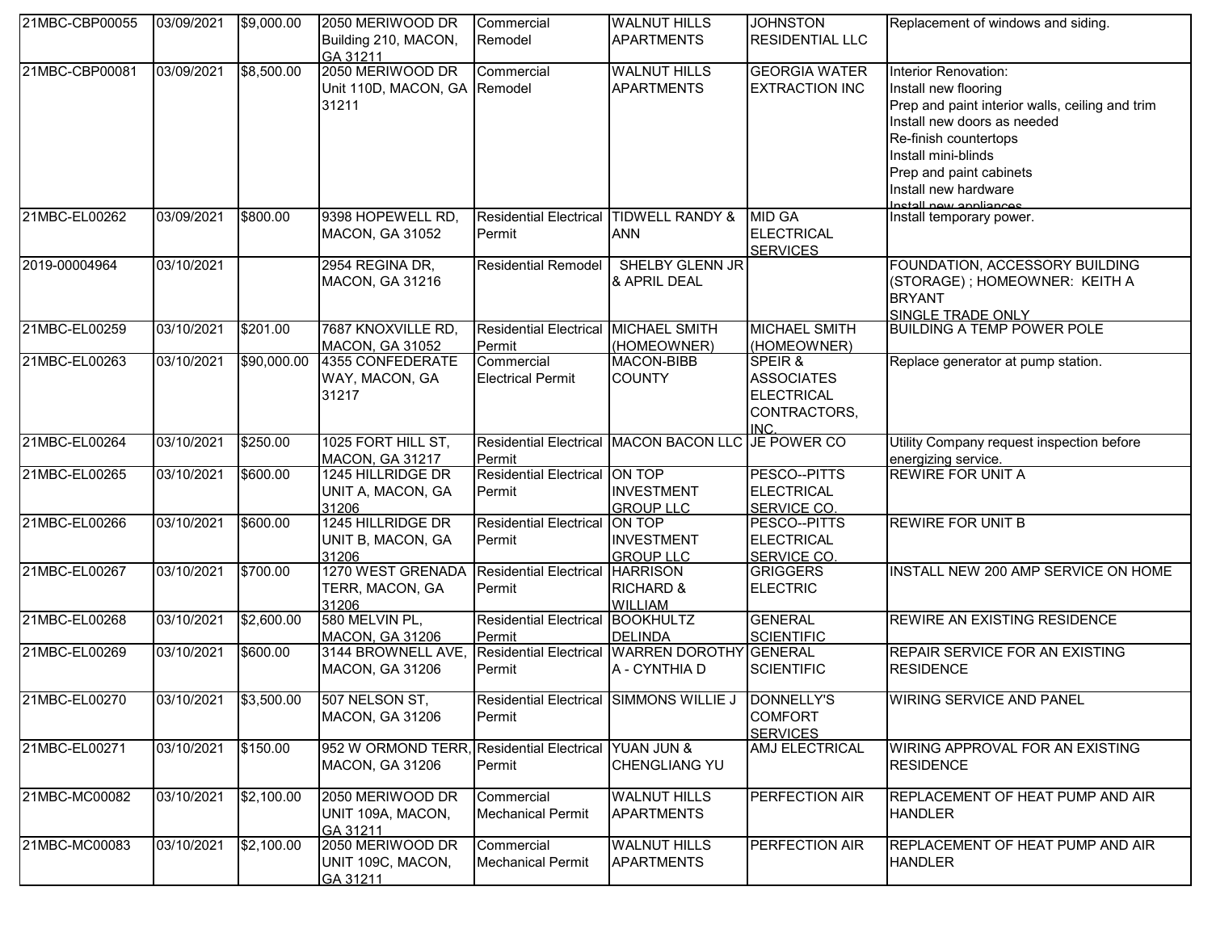| 21MBC-CBP00055 | 03/09/2021 | $9,000.00 | 2050 MERIWOOD DR Building 210, MACON, GA 31211 | Commercial Remodel | WALNUT HILLS APARTMENTS | JOHNSTON RESIDENTIAL LLC | Replacement of windows and siding. |
|---|---|---|---|---|---|---|---|
| 21MBC-CBP00081 | 03/09/2021 | $8,500.00 | 2050 MERIWOOD DR Unit 110D, MACON, GA 31211 | Commercial Remodel | WALNUT HILLS APARTMENTS | GEORGIA WATER EXTRACTION INC | Interior Renovation:<br>Install new flooring<br>Prep and paint interior walls, ceiling and trim<br>Install new doors as needed<br>Re-finish countertops<br>Install mini-blinds<br>Prep and paint cabinets<br>Install new hardware<br>Install new appliances |
| 21MBC-EL00262 | 03/09/2021 | $800.00 | 9398 HOPEWELL RD, MACON, GA 31052 | Residential Electrical Permit | TIDWELL RANDY & ANN | MID GA ELECTRICAL SERVICES | Install temporary power. |
| 2019-00004964 | 03/10/2021 | | 2954 REGINA DR, MACON, GA 31216 | Residential Remodel | SHELBY GLENN JR & APRIL DEAL | | FOUNDATION, ACCESSORY BUILDING (STORAGE) ; HOMEOWNER: KEITH A BRYANT<br>SINGLE TRADE ONLY |
| 21MBC-EL00259 | 03/10/2021 | $201.00 | 7687 KNOXVILLE RD, MACON, GA 31052 | Residential Electrical Permit | MICHAEL SMITH (HOMEOWNER) | MICHAEL SMITH (HOMEOWNER) | BUILDING A TEMP POWER POLE |
| 21MBC-EL00263 | 03/10/2021 | $90,000.00 | 4355 CONFEDERATE WAY, MACON, GA 31217 | Commercial Electrical Permit | MACON-BIBB COUNTY | SPEIR & ASSOCIATES ELECTRICAL CONTRACTORS, INC. | Replace generator at pump station. |
| 21MBC-EL00264 | 03/10/2021 | $250.00 | 1025 FORT HILL ST, MACON, GA 31217 | Residential Electrical Permit | MACON BACON LLC | JE POWER CO | Utility Company request inspection before energizing service. |
| 21MBC-EL00265 | 03/10/2021 | $600.00 | 1245 HILLRIDGE DR UNIT A, MACON, GA 31206 | Residential Electrical Permit | ON TOP INVESTMENT GROUP LLC | PESCO--PITTS ELECTRICAL SERVICE CO. | REWIRE FOR UNIT A |
| 21MBC-EL00266 | 03/10/2021 | $600.00 | 1245 HILLRIDGE DR UNIT B, MACON, GA 31206 | Residential Electrical Permit | ON TOP INVESTMENT GROUP LLC | PESCO--PITTS ELECTRICAL SERVICE CO. | REWIRE FOR UNIT B |
| 21MBC-EL00267 | 03/10/2021 | $700.00 | 1270 WEST GRENADA TERR, MACON, GA 31206 | Residential Electrical Permit | HARRISON RICHARD & WILLIAM | GRIGGERS ELECTRIC | INSTALL NEW 200 AMP SERVICE ON HOME |
| 21MBC-EL00268 | 03/10/2021 | $2,600.00 | 580 MELVIN PL, MACON, GA 31206 | Residential Electrical Permit | BOOKHULTZ DELINDA | GENERAL SCIENTIFIC | REWIRE AN EXISTING RESIDENCE |
| 21MBC-EL00269 | 03/10/2021 | $600.00 | 3144 BROWNELL AVE, MACON, GA 31206 | Residential Electrical Permit | WARREN DOROTHY A - CYNTHIA D | GENERAL SCIENTIFIC | REPAIR SERVICE FOR AN EXISTING RESIDENCE |
| 21MBC-EL00270 | 03/10/2021 | $3,500.00 | 507 NELSON ST, MACON, GA 31206 | Residential Electrical Permit | SIMMONS WILLIE J | DONNELLY'S COMFORT SERVICES | WIRING SERVICE AND PANEL |
| 21MBC-EL00271 | 03/10/2021 | $150.00 | 952 W ORMOND TERR, MACON, GA 31206 | Residential Electrical Permit | YUAN JUN & CHENGLIANG YU | AMJ ELECTRICAL | WIRING APPROVAL FOR AN EXISTING RESIDENCE |
| 21MBC-MC00082 | 03/10/2021 | $2,100.00 | 2050 MERIWOOD DR UNIT 109A, MACON, GA 31211 | Commercial Mechanical Permit | WALNUT HILLS APARTMENTS | PERFECTION AIR | REPLACEMENT OF HEAT PUMP AND AIR HANDLER |
| 21MBC-MC00083 | 03/10/2021 | $2,100.00 | 2050 MERIWOOD DR UNIT 109C, MACON, GA 31211 | Commercial Mechanical Permit | WALNUT HILLS APARTMENTS | PERFECTION AIR | REPLACEMENT OF HEAT PUMP AND AIR HANDLER |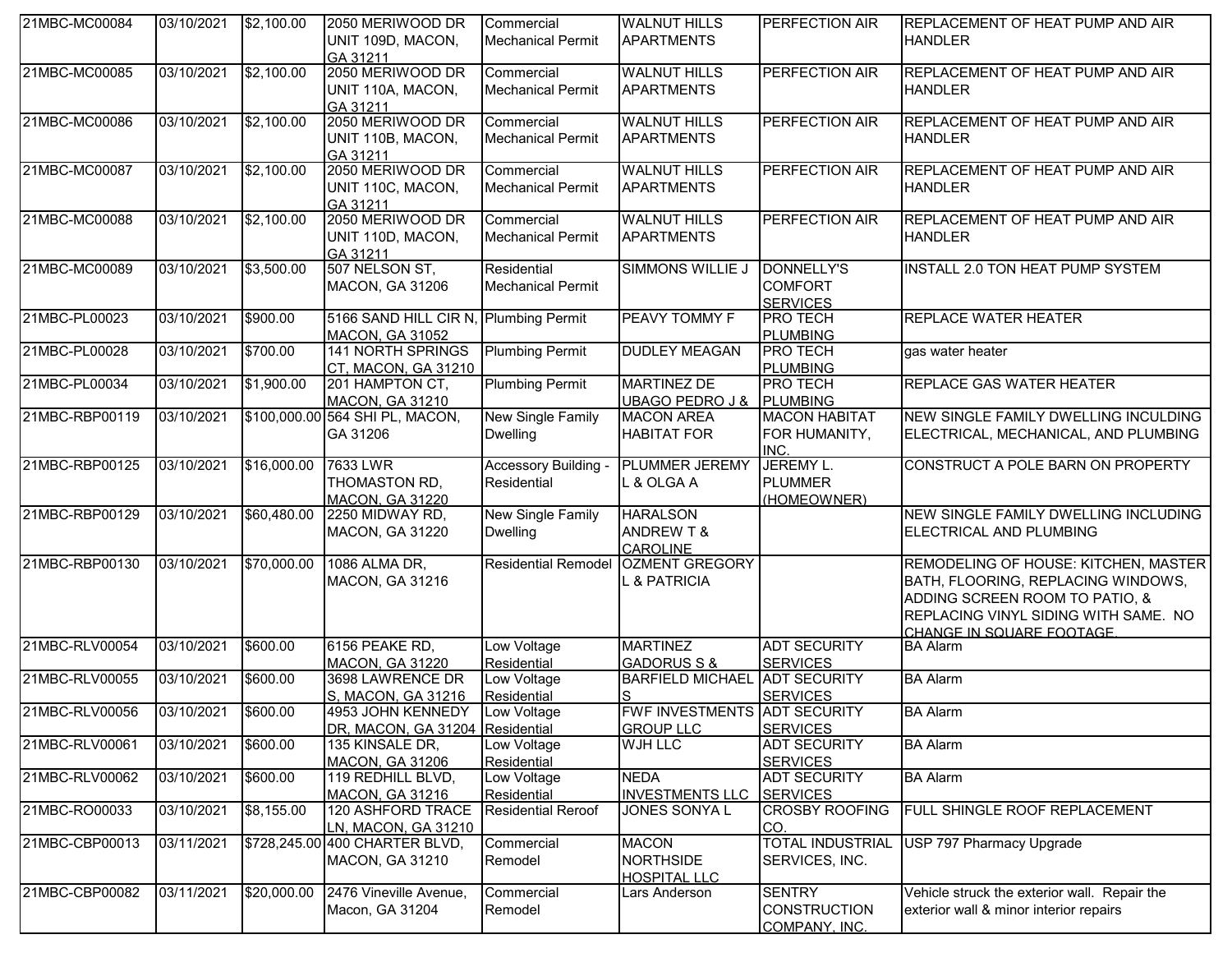| | | | | | | | |
|---|---|---|---|---|---|---|---|
| 21MBC-MC00084 | 03/10/2021 | $2,100.00 | 2050 MERIWOOD DR UNIT 109D, MACON, GA 31211 | Commercial Mechanical Permit | WALNUT HILLS APARTMENTS | PERFECTION AIR | REPLACEMENT OF HEAT PUMP AND AIR HANDLER |
| 21MBC-MC00085 | 03/10/2021 | $2,100.00 | 2050 MERIWOOD DR UNIT 110A, MACON, GA 31211 | Commercial Mechanical Permit | WALNUT HILLS APARTMENTS | PERFECTION AIR | REPLACEMENT OF HEAT PUMP AND AIR HANDLER |
| 21MBC-MC00086 | 03/10/2021 | $2,100.00 | 2050 MERIWOOD DR UNIT 110B, MACON, GA 31211 | Commercial Mechanical Permit | WALNUT HILLS APARTMENTS | PERFECTION AIR | REPLACEMENT OF HEAT PUMP AND AIR HANDLER |
| 21MBC-MC00087 | 03/10/2021 | $2,100.00 | 2050 MERIWOOD DR UNIT 110C, MACON, GA 31211 | Commercial Mechanical Permit | WALNUT HILLS APARTMENTS | PERFECTION AIR | REPLACEMENT OF HEAT PUMP AND AIR HANDLER |
| 21MBC-MC00088 | 03/10/2021 | $2,100.00 | 2050 MERIWOOD DR UNIT 110D, MACON, GA 31211 | Commercial Mechanical Permit | WALNUT HILLS APARTMENTS | PERFECTION AIR | REPLACEMENT OF HEAT PUMP AND AIR HANDLER |
| 21MBC-MC00089 | 03/10/2021 | $3,500.00 | 507 NELSON ST, MACON, GA 31206 | Residential Mechanical Permit | SIMMONS WILLIE J | DONNELLY'S COMFORT SERVICES | INSTALL 2.0 TON HEAT PUMP SYSTEM |
| 21MBC-PL00023 | 03/10/2021 | $900.00 | 5166 SAND HILL CIR N, MACON, GA 31052 | Plumbing Permit | PEAVY TOMMY F | PRO TECH PLUMBING | REPLACE WATER HEATER |
| 21MBC-PL00028 | 03/10/2021 | $700.00 | 141 NORTH SPRINGS CT, MACON, GA 31210 | Plumbing Permit | DUDLEY MEAGAN | PRO TECH PLUMBING | gas water heater |
| 21MBC-PL00034 | 03/10/2021 | $1,900.00 | 201 HAMPTON CT, MACON, GA 31210 | Plumbing Permit | MARTINEZ DE UBAGO PEDRO J & | PRO TECH PLUMBING | REPLACE GAS WATER HEATER |
| 21MBC-RBP00119 | 03/10/2021 | $100,000.00 | 564 SHI PL, MACON, GA 31206 | New Single Family Dwelling | MACON AREA HABITAT FOR | MACON HABITAT FOR HUMANITY, INC. | NEW SINGLE FAMILY DWELLING INCULDING ELECTRICAL, MECHANICAL, AND PLUMBING |
| 21MBC-RBP00125 | 03/10/2021 | $16,000.00 | 7633 LWR THOMASTON RD, MACON, GA 31220 | Accessory Building - Residential | PLUMMER JEREMY L & OLGA A | JEREMY L. PLUMMER (HOMEOWNER) | CONSTRUCT A POLE BARN ON PROPERTY |
| 21MBC-RBP00129 | 03/10/2021 | $60,480.00 | 2250 MIDWAY RD, MACON, GA 31220 | New Single Family Dwelling | HARALSON ANDREW T & CAROLINE | | NEW SINGLE FAMILY DWELLING INCLUDING ELECTRICAL AND PLUMBING |
| 21MBC-RBP00130 | 03/10/2021 | $70,000.00 | 1086 ALMA DR, MACON, GA 31216 | Residential Remodel | OZMENT GREGORY L & PATRICIA | | REMODELING OF HOUSE: KITCHEN, MASTER BATH, FLOORING, REPLACING WINDOWS, ADDING SCREEN ROOM TO PATIO, & REPLACING VINYL SIDING WITH SAME. NO CHANGE IN SQUARE FOOTAGE. |
| 21MBC-RLV00054 | 03/10/2021 | $600.00 | 6156 PEAKE RD, MACON, GA 31220 | Low Voltage Residential | MARTINEZ GADORUS S & | ADT SECURITY SERVICES | BA Alarm |
| 21MBC-RLV00055 | 03/10/2021 | $600.00 | 3698 LAWRENCE DR S, MACON, GA 31216 | Low Voltage Residential | BARFIELD MICHAEL S | ADT SECURITY SERVICES | BA Alarm |
| 21MBC-RLV00056 | 03/10/2021 | $600.00 | 4953 JOHN KENNEDY DR, MACON, GA 31204 | Low Voltage Residential | FWF INVESTMENTS GROUP LLC | ADT SECURITY SERVICES | BA Alarm |
| 21MBC-RLV00061 | 03/10/2021 | $600.00 | 135 KINSALE DR, MACON, GA 31206 | Low Voltage Residential | WJH LLC | ADT SECURITY SERVICES | BA Alarm |
| 21MBC-RLV00062 | 03/10/2021 | $600.00 | 119 REDHILL BLVD, MACON, GA 31216 | Low Voltage Residential | NEDA INVESTMENTS LLC | ADT SECURITY SERVICES | BA Alarm |
| 21MBC-RO00033 | 03/10/2021 | $8,155.00 | 120 ASHFORD TRACE LN, MACON, GA 31210 | Residential Reroof | JONES SONYA L | CROSBY ROOFING CO. | FULL SHINGLE ROOF REPLACEMENT |
| 21MBC-CBP00013 | 03/11/2021 | $728,245.00 | 400 CHARTER BLVD, MACON, GA 31210 | Commercial Remodel | MACON NORTHSIDE HOSPITAL LLC | TOTAL INDUSTRIAL SERVICES, INC. | USP 797 Pharmacy Upgrade |
| 21MBC-CBP00082 | 03/11/2021 | $20,000.00 | 2476 Vineville Avenue, Macon, GA 31204 | Commercial Remodel | Lars Anderson | SENTRY CONSTRUCTION COMPANY, INC. | Vehicle struck the exterior wall. Repair the exterior wall & minor interior repairs |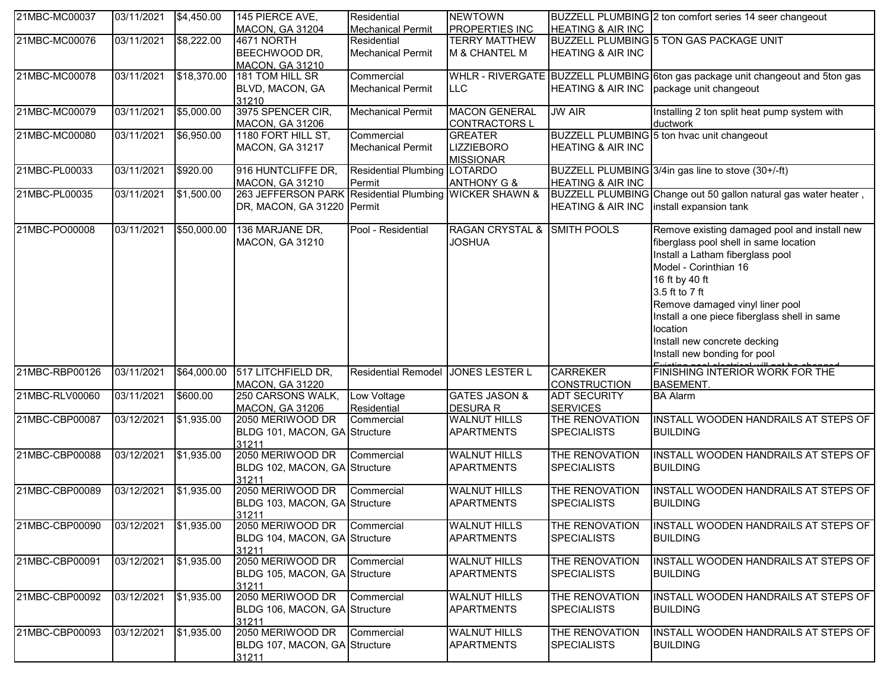| | | | | | | | |
|---|---|---|---|---|---|---|---|
| 21MBC-MC00037 | 03/11/2021 | $4,450.00 | 145 PIERCE AVE, MACON, GA 31204 | Residential Mechanical Permit | NEWTOWN PROPERTIES INC | BUZZELL PLUMBING HEATING & AIR INC | 2 ton comfort series 14 seer changeout |
| 21MBC-MC00076 | 03/11/2021 | $8,222.00 | 4671 NORTH BEECHWOOD DR, MACON, GA 31210 | Residential Mechanical Permit | TERRY MATTHEW M & CHANTEL M | BUZZELL PLUMBING HEATING & AIR INC | 5 TON GAS PACKAGE UNIT |
| 21MBC-MC00078 | 03/11/2021 | $18,370.00 | 181 TOM HILL SR BLVD, MACON, GA 31210 | Commercial Mechanical Permit | WHLR - RIVERGATE LLC | BUZZELL PLUMBING HEATING & AIR INC | 6ton gas package unit changeout and 5ton gas package unit changeout |
| 21MBC-MC00079 | 03/11/2021 | $5,000.00 | 3975 SPENCER CIR, MACON, GA 31206 | Mechanical Permit | MACON GENERAL CONTRACTORS L | JW AIR | Installing 2 ton split heat pump system with ductwork |
| 21MBC-MC00080 | 03/11/2021 | $6,950.00 | 1180 FORT HILL ST, MACON, GA 31217 | Commercial Mechanical Permit | GREATER LIZZIEBORO MISSIONAR | BUZZELL PLUMBING HEATING & AIR INC | 5 ton hvac unit changeout |
| 21MBC-PL00033 | 03/11/2021 | $920.00 | 916 HUNTCLIFFE DR, MACON, GA 31210 | Residential Plumbing Permit | LOTARDO ANTHONY G & | BUZZELL PLUMBING HEATING & AIR INC | 3/4in gas line to stove (30+/-ft) |
| 21MBC-PL00035 | 03/11/2021 | $1,500.00 | 263 JEFFERSON PARK DR, MACON, GA 31220 | Residential Plumbing Permit | WICKER SHAWN & | BUZZELL PLUMBING HEATING & AIR INC | Change out 50 gallon natural gas water heater , install expansion tank |
| 21MBC-PO00008 | 03/11/2021 | $50,000.00 | 136 MARJANE DR, MACON, GA 31210 | Pool - Residential | RAGAN CRYSTAL & JOSHUA | SMITH POOLS | Remove existing damaged pool and install new fiberglass pool shell in same location<br>Install a Latham fiberglass pool<br>Model - Corinthian 16<br>16 ft by 40 ft<br>3.5 ft to 7 ft<br>Remove damaged vinyl liner pool<br>Install a one piece fiberglass shell in same location<br>Install new concrete decking<br>Install new bonding for pool<br>Existing pool electrical will not be changed |
| 21MBC-RBP00126 | 03/11/2021 | $64,000.00 | 517 LITCHFIELD DR, MACON, GA 31220 | Residential Remodel | JONES LESTER L | CARREKER CONSTRUCTION | FINISHING INTERIOR WORK FOR THE BASEMENT. |
| 21MBC-RLV00060 | 03/11/2021 | $600.00 | 250 CARSONS WALK, MACON, GA 31206 | Low Voltage Residential | GATES JASON & DESURA R | ADT SECURITY SERVICES | BA Alarm |
| 21MBC-CBP00087 | 03/12/2021 | $1,935.00 | 2050 MERIWOOD DR BLDG 101, MACON, GA 31211 | Commercial Structure | WALNUT HILLS APARTMENTS | THE RENOVATION SPECIALISTS | INSTALL WOODEN HANDRAILS AT STEPS OF BUILDING |
| 21MBC-CBP00088 | 03/12/2021 | $1,935.00 | 2050 MERIWOOD DR BLDG 102, MACON, GA 31211 | Commercial Structure | WALNUT HILLS APARTMENTS | THE RENOVATION SPECIALISTS | INSTALL WOODEN HANDRAILS AT STEPS OF BUILDING |
| 21MBC-CBP00089 | 03/12/2021 | $1,935.00 | 2050 MERIWOOD DR BLDG 103, MACON, GA 31211 | Commercial Structure | WALNUT HILLS APARTMENTS | THE RENOVATION SPECIALISTS | INSTALL WOODEN HANDRAILS AT STEPS OF BUILDING |
| 21MBC-CBP00090 | 03/12/2021 | $1,935.00 | 2050 MERIWOOD DR BLDG 104, MACON, GA 31211 | Commercial Structure | WALNUT HILLS APARTMENTS | THE RENOVATION SPECIALISTS | INSTALL WOODEN HANDRAILS AT STEPS OF BUILDING |
| 21MBC-CBP00091 | 03/12/2021 | $1,935.00 | 2050 MERIWOOD DR BLDG 105, MACON, GA 31211 | Commercial Structure | WALNUT HILLS APARTMENTS | THE RENOVATION SPECIALISTS | INSTALL WOODEN HANDRAILS AT STEPS OF BUILDING |
| 21MBC-CBP00092 | 03/12/2021 | $1,935.00 | 2050 MERIWOOD DR BLDG 106, MACON, GA 31211 | Commercial Structure | WALNUT HILLS APARTMENTS | THE RENOVATION SPECIALISTS | INSTALL WOODEN HANDRAILS AT STEPS OF BUILDING |
| 21MBC-CBP00093 | 03/12/2021 | $1,935.00 | 2050 MERIWOOD DR BLDG 107, MACON, GA 31211 | Commercial Structure | WALNUT HILLS APARTMENTS | THE RENOVATION SPECIALISTS | INSTALL WOODEN HANDRAILS AT STEPS OF BUILDING |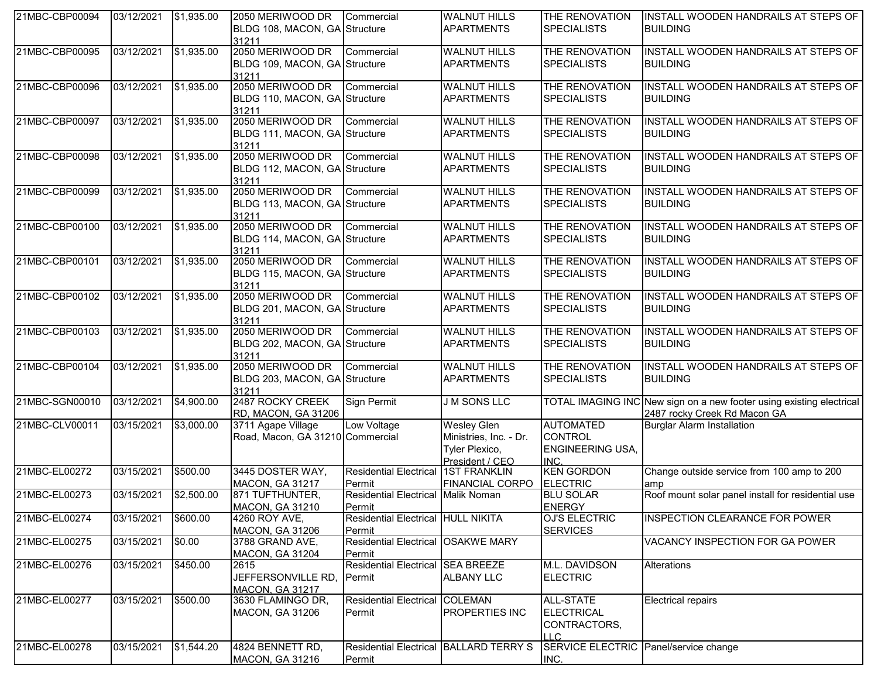| | | | | | | | |
|---|---|---|---|---|---|---|---|
| 21MBC-CBP00094 | 03/12/2021 | $1,935.00 | 2050 MERIWOOD DR BLDG 108, MACON, GA 31211 | Commercial Structure | WALNUT HILLS APARTMENTS | THE RENOVATION SPECIALISTS | INSTALL WOODEN HANDRAILS AT STEPS OF BUILDING |
| 21MBC-CBP00095 | 03/12/2021 | $1,935.00 | 2050 MERIWOOD DR BLDG 109, MACON, GA 31211 | Commercial Structure | WALNUT HILLS APARTMENTS | THE RENOVATION SPECIALISTS | INSTALL WOODEN HANDRAILS AT STEPS OF BUILDING |
| 21MBC-CBP00096 | 03/12/2021 | $1,935.00 | 2050 MERIWOOD DR BLDG 110, MACON, GA 31211 | Commercial Structure | WALNUT HILLS APARTMENTS | THE RENOVATION SPECIALISTS | INSTALL WOODEN HANDRAILS AT STEPS OF BUILDING |
| 21MBC-CBP00097 | 03/12/2021 | $1,935.00 | 2050 MERIWOOD DR BLDG 111, MACON, GA 31211 | Commercial Structure | WALNUT HILLS APARTMENTS | THE RENOVATION SPECIALISTS | INSTALL WOODEN HANDRAILS AT STEPS OF BUILDING |
| 21MBC-CBP00098 | 03/12/2021 | $1,935.00 | 2050 MERIWOOD DR BLDG 112, MACON, GA 31211 | Commercial Structure | WALNUT HILLS APARTMENTS | THE RENOVATION SPECIALISTS | INSTALL WOODEN HANDRAILS AT STEPS OF BUILDING |
| 21MBC-CBP00099 | 03/12/2021 | $1,935.00 | 2050 MERIWOOD DR BLDG 113, MACON, GA 31211 | Commercial Structure | WALNUT HILLS APARTMENTS | THE RENOVATION SPECIALISTS | INSTALL WOODEN HANDRAILS AT STEPS OF BUILDING |
| 21MBC-CBP00100 | 03/12/2021 | $1,935.00 | 2050 MERIWOOD DR BLDG 114, MACON, GA 31211 | Commercial Structure | WALNUT HILLS APARTMENTS | THE RENOVATION SPECIALISTS | INSTALL WOODEN HANDRAILS AT STEPS OF BUILDING |
| 21MBC-CBP00101 | 03/12/2021 | $1,935.00 | 2050 MERIWOOD DR BLDG 115, MACON, GA 31211 | Commercial Structure | WALNUT HILLS APARTMENTS | THE RENOVATION SPECIALISTS | INSTALL WOODEN HANDRAILS AT STEPS OF BUILDING |
| 21MBC-CBP00102 | 03/12/2021 | $1,935.00 | 2050 MERIWOOD DR BLDG 201, MACON, GA 31211 | Commercial Structure | WALNUT HILLS APARTMENTS | THE RENOVATION SPECIALISTS | INSTALL WOODEN HANDRAILS AT STEPS OF BUILDING |
| 21MBC-CBP00103 | 03/12/2021 | $1,935.00 | 2050 MERIWOOD DR BLDG 202, MACON, GA 31211 | Commercial Structure | WALNUT HILLS APARTMENTS | THE RENOVATION SPECIALISTS | INSTALL WOODEN HANDRAILS AT STEPS OF BUILDING |
| 21MBC-CBP00104 | 03/12/2021 | $1,935.00 | 2050 MERIWOOD DR BLDG 203, MACON, GA 31211 | Commercial Structure | WALNUT HILLS APARTMENTS | THE RENOVATION SPECIALISTS | INSTALL WOODEN HANDRAILS AT STEPS OF BUILDING |
| 21MBC-SGN00010 | 03/12/2021 | $4,900.00 | 2487 ROCKY CREEK RD, MACON, GA 31206 | Sign Permit | J M SONS LLC | TOTAL IMAGING INC | New sign on a new footer using existing electrical 2487 rocky Creek Rd Macon GA |
| 21MBC-CLV00011 | 03/15/2021 | $3,000.00 | 3711 Agape Village Road, Macon, GA 31210 | Low Voltage Commercial | Wesley Glen Ministries, Inc. - Dr. Tyler Plexico, President / CEO | AUTOMATED CONTROL ENGINEERING USA, INC. | Burglar Alarm Installation |
| 21MBC-EL00272 | 03/15/2021 | $500.00 | 3445 DOSTER WAY, MACON, GA 31217 | Residential Electrical Permit | 1ST FRANKLIN FINANCIAL CORPO | KEN GORDON ELECTRIC | Change outside service from 100 amp to 200 amp |
| 21MBC-EL00273 | 03/15/2021 | $2,500.00 | 871 TUFTHUNTER, MACON, GA 31210 | Residential Electrical Permit | Malik Noman | BLU SOLAR ENERGY | Roof mount solar panel install for residential use |
| 21MBC-EL00274 | 03/15/2021 | $600.00 | 4260 ROY AVE, MACON, GA 31206 | Residential Electrical Permit | HULL NIKITA | OJ'S ELECTRIC SERVICES | INSPECTION CLEARANCE FOR POWER |
| 21MBC-EL00275 | 03/15/2021 | $0.00 | 3788 GRAND AVE, MACON, GA 31204 | Residential Electrical Permit | OSAKWE MARY | | VACANCY INSPECTION FOR GA POWER |
| 21MBC-EL00276 | 03/15/2021 | $450.00 | 2615 JEFFERSONVILLE RD, MACON, GA 31217 | Residential Electrical Permit | SEA BREEZE ALBANY LLC | M.L. DAVIDSON ELECTRIC | Alterations |
| 21MBC-EL00277 | 03/15/2021 | $500.00 | 3630 FLAMINGO DR, MACON, GA 31206 | Residential Electrical Permit | COLEMAN PROPERTIES INC | ALL-STATE ELECTRICAL CONTRACTORS, LLC | Electrical repairs |
| 21MBC-EL00278 | 03/15/2021 | $1,544.20 | 4824 BENNETT RD, MACON, GA 31216 | Residential Electrical Permit | BALLARD TERRY S | SERVICE ELECTRIC INC. | Panel/service change |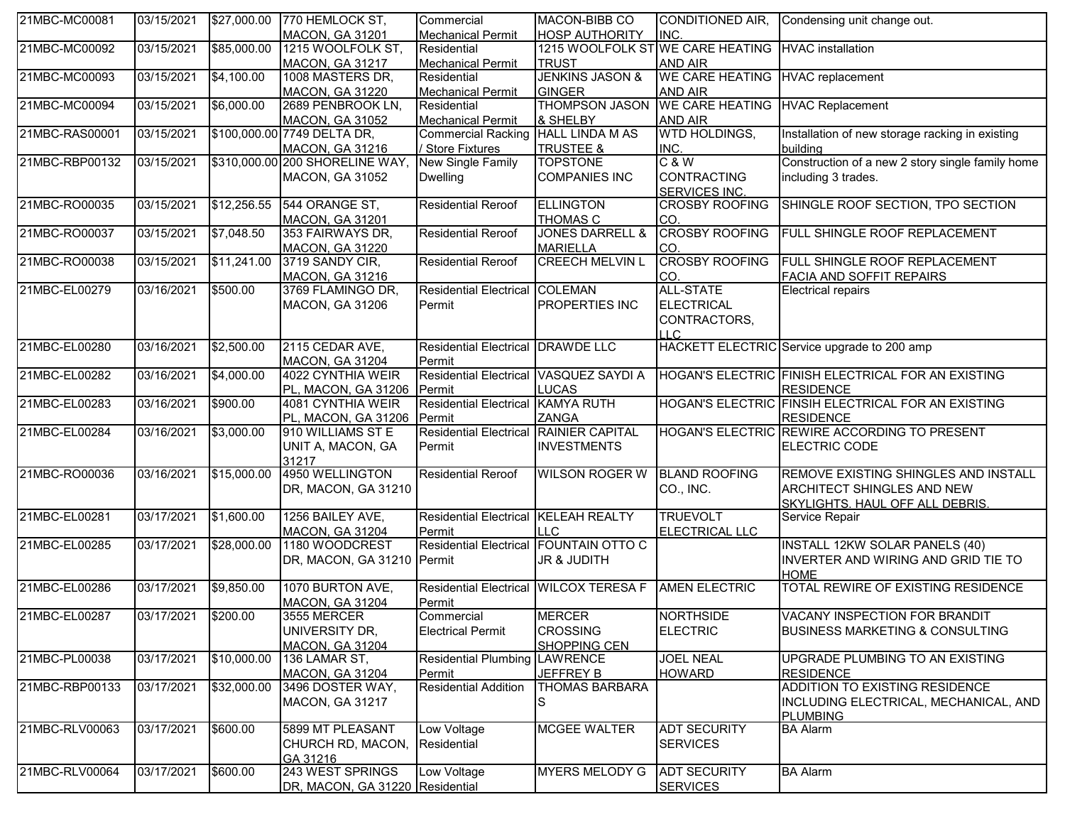| | | | | | | | |
|---|---|---|---|---|---|---|---|
| 21MBC-MC00081 | 03/15/2021 | $27,000.00 | 770 HEMLOCK ST, MACON, GA 31201 | Commercial Mechanical Permit | MACON-BIBB CO HOSP AUTHORITY | CONDITIONED AIR, INC. | Condensing unit change out. |
| 21MBC-MC00092 | 03/15/2021 | $85,000.00 | 1215 WOOLFOLK ST, MACON, GA 31217 | Residential Mechanical Permit | 1215 WOOLFOLK ST TRUST | WE CARE HEATING AND AIR | HVAC installation |
| 21MBC-MC00093 | 03/15/2021 | $4,100.00 | 1008 MASTERS DR, MACON, GA 31220 | Residential Mechanical Permit | JENKINS JASON & GINGER | WE CARE HEATING AND AIR | HVAC replacement |
| 21MBC-MC00094 | 03/15/2021 | $6,000.00 | 2689 PENBROOK LN, MACON, GA 31052 | Residential Mechanical Permit | THOMPSON JASON & SHELBY | WE CARE HEATING AND AIR | HVAC Replacement |
| 21MBC-RAS00001 | 03/15/2021 | $100,000.00 | 7749 DELTA DR, MACON, GA 31216 | Commercial Racking / Store Fixtures | HALL LINDA M AS TRUSTEE & | WTD HOLDINGS, INC. | Installation of new storage racking in existing building |
| 21MBC-RBP00132 | 03/15/2021 | $310,000.00 | 200 SHORELINE WAY, MACON, GA 31052 | New Single Family Dwelling | TOPSTONE COMPANIES INC | C & W CONTRACTING SERVICES INC. | Construction of a new 2 story single family home including 3 trades. |
| 21MBC-RO00035 | 03/15/2021 | $12,256.55 | 544 ORANGE ST, MACON, GA 31201 | Residential Reroof | ELLINGTON THOMAS C | CROSBY ROOFING CO. | SHINGLE ROOF SECTION, TPO SECTION |
| 21MBC-RO00037 | 03/15/2021 | $7,048.50 | 353 FAIRWAYS DR, MACON, GA 31220 | Residential Reroof | JONES DARRELL & MARIELLA | CROSBY ROOFING CO. | FULL SHINGLE ROOF REPLACEMENT |
| 21MBC-RO00038 | 03/15/2021 | $11,241.00 | 3719 SANDY CIR, MACON, GA 31216 | Residential Reroof | CREECH MELVIN L | CROSBY ROOFING CO. | FULL SHINGLE ROOF REPLACEMENT FACIA AND SOFFIT REPAIRS |
| 21MBC-EL00279 | 03/16/2021 | $500.00 | 3769 FLAMINGO DR, MACON, GA 31206 | Residential Electrical Permit | COLEMAN PROPERTIES INC | ALL-STATE ELECTRICAL CONTRACTORS, LLC | Electrical repairs |
| 21MBC-EL00280 | 03/16/2021 | $2,500.00 | 2115 CEDAR AVE, MACON, GA 31204 | Residential Electrical Permit | DRAWDE LLC | HACKETT ELECTRIC | Service upgrade to 200 amp |
| 21MBC-EL00282 | 03/16/2021 | $4,000.00 | 4022 CYNTHIA WEIR PL, MACON, GA 31206 | Residential Electrical Permit | VASQUEZ SAYDI A LUCAS | HOGAN'S ELECTRIC | FINISH ELECTRICAL FOR AN EXISTING RESIDENCE |
| 21MBC-EL00283 | 03/16/2021 | $900.00 | 4081 CYNTHIA WEIR PL, MACON, GA 31206 | Residential Electrical Permit | KAMYA RUTH ZANGA | HOGAN'S ELECTRIC | FINSIH ELECTRICAL FOR AN EXISTING RESIDENCE |
| 21MBC-EL00284 | 03/16/2021 | $3,000.00 | 910 WILLIAMS ST E UNIT A, MACON, GA 31217 | Residential Electrical Permit | RAINIER CAPITAL INVESTMENTS | HOGAN'S ELECTRIC | REWIRE ACCORDING TO PRESENT ELECTRIC CODE |
| 21MBC-RO00036 | 03/16/2021 | $15,000.00 | 4950 WELLINGTON DR, MACON, GA 31210 | Residential Reroof | WILSON ROGER W | BLAND ROOFING CO., INC. | REMOVE EXISTING SHINGLES AND INSTALL ARCHITECT SHINGLES AND NEW SKYLIGHTS. HAUL OFF ALL DEBRIS. |
| 21MBC-EL00281 | 03/17/2021 | $1,600.00 | 1256 BAILEY AVE, MACON, GA 31204 | Residential Electrical Permit | KELEAH REALTY LLC | TRUEVOLT ELECTRICAL LLC | Service Repair |
| 21MBC-EL00285 | 03/17/2021 | $28,000.00 | 1180 WOODCREST DR, MACON, GA 31210 | Residential Electrical Permit | FOUNTAIN OTTO C JR & JUDITH | | INSTALL 12KW SOLAR PANELS (40) INVERTER AND WIRING AND GRID TIE TO HOME |
| 21MBC-EL00286 | 03/17/2021 | $9,850.00 | 1070 BURTON AVE, MACON, GA 31204 | Residential Electrical Permit | WILCOX TERESA F | AMEN ELECTRIC | TOTAL REWIRE OF EXISTING RESIDENCE |
| 21MBC-EL00287 | 03/17/2021 | $200.00 | 3555 MERCER UNIVERSITY DR, MACON, GA 31204 | Commercial Electrical Permit | MERCER CROSSING SHOPPING CEN | NORTHSIDE ELECTRIC | VACANY INSPECTION FOR BRANDIT BUSINESS MARKETING & CONSULTING |
| 21MBC-PL00038 | 03/17/2021 | $10,000.00 | 136 LAMAR ST, MACON, GA 31204 | Residential Plumbing Permit | LAWRENCE JEFFREY B | JOEL NEAL HOWARD | UPGRADE PLUMBING TO AN EXISTING RESIDENCE |
| 21MBC-RBP00133 | 03/17/2021 | $32,000.00 | 3496 DOSTER WAY, MACON, GA 31217 | Residential Addition | THOMAS BARBARA S | | ADDITION TO EXISTING RESIDENCE INCLUDING ELECTRICAL, MECHANICAL, AND PLUMBING |
| 21MBC-RLV00063 | 03/17/2021 | $600.00 | 5899 MT PLEASANT CHURCH RD, MACON, GA 31216 | Low Voltage Residential | MCGEE WALTER | ADT SECURITY SERVICES | BA Alarm |
| 21MBC-RLV00064 | 03/17/2021 | $600.00 | 243 WEST SPRINGS DR, MACON, GA 31220 | Low Voltage Residential | MYERS MELODY G | ADT SECURITY SERVICES | BA Alarm |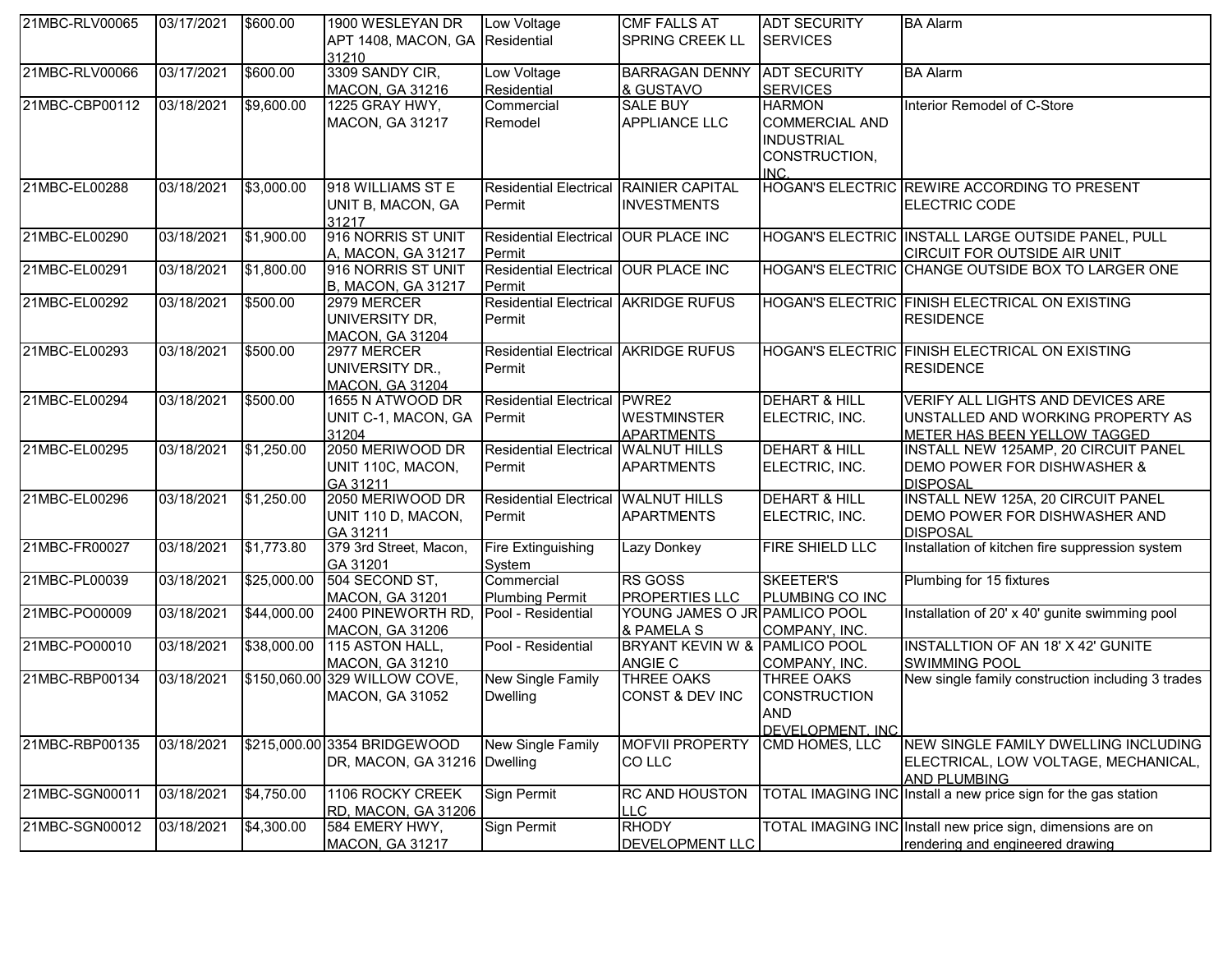| 21MBC-RLV00065 | 03/17/2021 | $600.00 | 1900 WESLEYAN DR APT 1408, MACON, GA 31210 | Low Voltage Residential | CMF FALLS AT SPRING CREEK LL | ADT SECURITY SERVICES | BA Alarm |
|---|---|---|---|---|---|---|---|
| 21MBC-RLV00066 | 03/17/2021 | $600.00 | 3309 SANDY CIR, MACON, GA 31216 | Low Voltage Residential | BARRAGAN DENNY & GUSTAVO | ADT SECURITY SERVICES | BA Alarm |
| 21MBC-CBP00112 | 03/18/2021 | $9,600.00 | 1225 GRAY HWY, MACON, GA 31217 | Commercial Remodel | SALE BUY APPLIANCE LLC | HARMON COMMERCIAL AND INDUSTRIAL CONSTRUCTION, INC. | Interior Remodel of C-Store |
| 21MBC-EL00288 | 03/18/2021 | $3,000.00 | 918 WILLIAMS ST E UNIT B, MACON, GA 31217 | Residential Electrical Permit | RAINIER CAPITAL INVESTMENTS | HOGAN'S ELECTRIC | REWIRE ACCORDING TO PRESENT ELECTRIC CODE |
| 21MBC-EL00290 | 03/18/2021 | $1,900.00 | 916 NORRIS ST UNIT A, MACON, GA 31217 | Residential Electrical Permit | OUR PLACE INC | HOGAN'S ELECTRIC | INSTALL LARGE OUTSIDE PANEL, PULL CIRCUIT FOR OUTSIDE AIR UNIT |
| 21MBC-EL00291 | 03/18/2021 | $1,800.00 | 916 NORRIS ST UNIT B, MACON, GA 31217 | Residential Electrical Permit | OUR PLACE INC | HOGAN'S ELECTRIC | CHANGE OUTSIDE BOX TO LARGER ONE |
| 21MBC-EL00292 | 03/18/2021 | $500.00 | 2979 MERCER UNIVERSITY DR, MACON, GA 31204 | Residential Electrical Permit | AKRIDGE RUFUS | HOGAN'S ELECTRIC | FINISH ELECTRICAL ON EXISTING RESIDENCE |
| 21MBC-EL00293 | 03/18/2021 | $500.00 | 2977 MERCER UNIVERSITY DR., MACON, GA 31204 | Residential Electrical Permit | AKRIDGE RUFUS | HOGAN'S ELECTRIC | FINISH ELECTRICAL ON EXISTING RESIDENCE |
| 21MBC-EL00294 | 03/18/2021 | $500.00 | 1655 N ATWOOD DR UNIT C-1, MACON, GA 31204 | Residential Electrical Permit | PWRE2 WESTMINSTER APARTMENTS | DEHART & HILL ELECTRIC, INC. | VERIFY ALL LIGHTS AND DEVICES ARE UNSTALLED AND WORKING PROPERTY AS METER HAS BEEN YELLOW TAGGED |
| 21MBC-EL00295 | 03/18/2021 | $1,250.00 | 2050 MERIWOOD DR UNIT 110C, MACON, GA 31211 | Residential Electrical Permit | WALNUT HILLS APARTMENTS | DEHART & HILL ELECTRIC, INC. | INSTALL NEW 125AMP, 20 CIRCUIT PANEL DEMO POWER FOR DISHWASHER & DISPOSAL |
| 21MBC-EL00296 | 03/18/2021 | $1,250.00 | 2050 MERIWOOD DR UNIT 110 D, MACON, GA 31211 | Residential Electrical Permit | WALNUT HILLS APARTMENTS | DEHART & HILL ELECTRIC, INC. | INSTALL NEW 125A, 20 CIRCUIT PANEL DEMO POWER FOR DISHWASHER AND DISPOSAL |
| 21MBC-FR00027 | 03/18/2021 | $1,773.80 | 379 3rd Street, Macon, GA 31201 | Fire Extinguishing System | Lazy Donkey | FIRE SHIELD LLC | Installation of kitchen fire suppression system |
| 21MBC-PL00039 | 03/18/2021 | $25,000.00 | 504 SECOND ST, MACON, GA 31201 | Commercial Plumbing Permit | RS GOSS PROPERTIES LLC | SKEETER'S PLUMBING CO INC | Plumbing for 15 fixtures |
| 21MBC-PO00009 | 03/18/2021 | $44,000.00 | 2400 PINEWORTH RD, MACON, GA 31206 | Pool - Residential | YOUNG JAMES O JR & PAMELA S | PAMLICO POOL COMPANY, INC. | Installation of 20' x 40' gunite swimming pool |
| 21MBC-PO00010 | 03/18/2021 | $38,000.00 | 115 ASTON HALL, MACON, GA 31210 | Pool - Residential | BRYANT KEVIN W & ANGIE C | PAMLICO POOL COMPANY, INC. | INSTALLTION OF AN 18' X 42' GUNITE SWIMMING POOL |
| 21MBC-RBP00134 | 03/18/2021 | $150,060.00 | 329 WILLOW COVE, MACON, GA 31052 | New Single Family Dwelling | THREE OAKS CONST & DEV INC | THREE OAKS CONSTRUCTION AND DEVELOPMENT, INC. | New single family construction including 3 trades |
| 21MBC-RBP00135 | 03/18/2021 | $215,000.00 | 3354 BRIDGEWOOD DR, MACON, GA 31216 | New Single Family Dwelling | MOFVII PROPERTY CO LLC | CMD HOMES, LLC | NEW SINGLE FAMILY DWELLING INCLUDING ELECTRICAL, LOW VOLTAGE, MECHANICAL, AND PLUMBING |
| 21MBC-SGN00011 | 03/18/2021 | $4,750.00 | 1106 ROCKY CREEK RD, MACON, GA 31206 | Sign Permit | RC AND HOUSTON LLC | TOTAL IMAGING INC | Install a new price sign for the gas station |
| 21MBC-SGN00012 | 03/18/2021 | $4,300.00 | 584 EMERY HWY, MACON, GA 31217 | Sign Permit | RHODY DEVELOPMENT LLC | TOTAL IMAGING INC | Install new price sign, dimensions are on rendering and engineered drawing |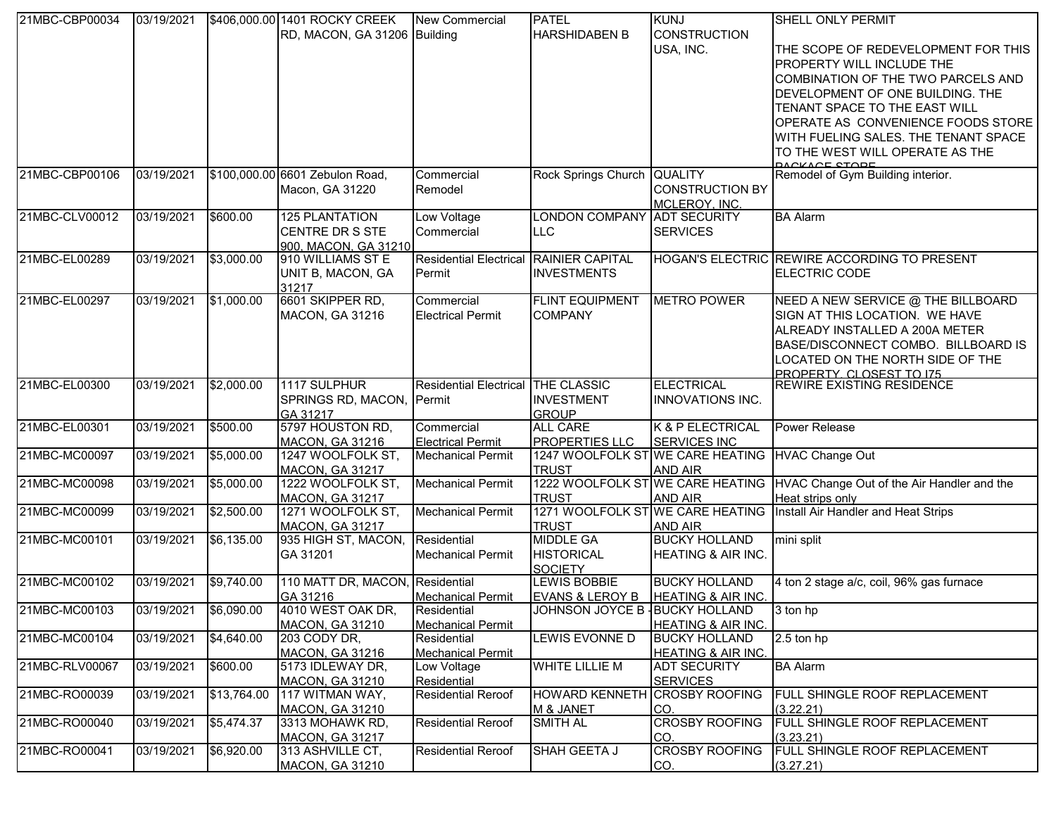| 21MBC-CBP00034 | 03/19/2021 | $406,000.00 | 1401 ROCKY CREEK RD, MACON, GA 31206 | New Commercial Building | PATEL HARSHIDABEN B | KUNJ CONSTRUCTION USA, INC. | SHELL ONLY PERMIT<br><br>THE SCOPE OF REDEVELOPMENT FOR THIS PROPERTY WILL INCLUDE THE COMBINATION OF THE TWO PARCELS AND DEVELOPMENT OF ONE BUILDING. THE TENANT SPACE TO THE EAST WILL OPERATE AS CONVENIENCE FOODS STORE WITH FUELING SALES. THE TENANT SPACE TO THE WEST WILL OPERATE AS THE PACKAGE STORE |
|---|---|---|---|---|---|---|---|
| 21MBC-CBP00106 | 03/19/2021 | $100,000.00 | 6601 Zebulon Road, Macon, GA 31220 | Commercial Remodel | Rock Springs Church | QUALITY CONSTRUCTION BY MCLEROY, INC. | Remodel of Gym Building interior. |
| 21MBC-CLV00012 | 03/19/2021 | $600.00 | 125 PLANTATION CENTRE DR S STE 900, MACON, GA 31210 | Low Voltage Commercial | LONDON COMPANY LLC | ADT SECURITY SERVICES | BA Alarm |
| 21MBC-EL00289 | 03/19/2021 | $3,000.00 | 910 WILLIAMS ST E UNIT B, MACON, GA 31217 | Residential Electrical Permit | RAINIER CAPITAL INVESTMENTS | HOGAN'S ELECTRIC | REWIRE ACCORDING TO PRESENT ELECTRIC CODE |
| 21MBC-EL00297 | 03/19/2021 | $1,000.00 | 6601 SKIPPER RD, MACON, GA 31216 | Commercial Electrical Permit | FLINT EQUIPMENT COMPANY | METRO POWER | NEED A NEW SERVICE @ THE BILLBOARD SIGN AT THIS LOCATION. WE HAVE ALREADY INSTALLED A 200A METER BASE/DISCONNECT COMBO. BILLBOARD IS LOCATED ON THE NORTH SIDE OF THE PROPERTY, CLOSEST TO I75 |
| 21MBC-EL00300 | 03/19/2021 | $2,000.00 | 1117 SULPHUR SPRINGS RD, MACON, GA 31217 | Residential Electrical Permit | THE CLASSIC INVESTMENT GROUP | ELECTRICAL INNOVATIONS INC. | REWIRE EXISTING RESIDENCE |
| 21MBC-EL00301 | 03/19/2021 | $500.00 | 5797 HOUSTON RD, MACON, GA 31216 | Commercial Electrical Permit | ALL CARE PROPERTIES LLC | K & P ELECTRICAL SERVICES INC | Power Release |
| 21MBC-MC00097 | 03/19/2021 | $5,000.00 | 1247 WOOLFOLK ST, MACON, GA 31217 | Mechanical Permit | 1247 WOOLFOLK ST TRUST | WE CARE HEATING AND AIR | HVAC Change Out |
| 21MBC-MC00098 | 03/19/2021 | $5,000.00 | 1222 WOOLFOLK ST, MACON, GA 31217 | Mechanical Permit | 1222 WOOLFOLK ST TRUST | WE CARE HEATING AND AIR | HVAC Change Out of the Air Handler and the Heat strips only |
| 21MBC-MC00099 | 03/19/2021 | $2,500.00 | 1271 WOOLFOLK ST, MACON, GA 31217 | Mechanical Permit | 1271 WOOLFOLK ST TRUST | WE CARE HEATING AND AIR | Install Air Handler and Heat Strips |
| 21MBC-MC00101 | 03/19/2021 | $6,135.00 | 935 HIGH ST, MACON, GA 31201 | Residential Mechanical Permit | MIDDLE GA HISTORICAL SOCIETY | BUCKY HOLLAND HEATING & AIR INC. | mini split |
| 21MBC-MC00102 | 03/19/2021 | $9,740.00 | 110 MATT DR, MACON, GA 31216 | Residential Mechanical Permit | LEWIS BOBBIE EVANS & LEROY B | BUCKY HOLLAND HEATING & AIR INC. | 4 ton 2 stage a/c, coil, 96% gas furnace |
| 21MBC-MC00103 | 03/19/2021 | $6,090.00 | 4010 WEST OAK DR, MACON, GA 31210 | Residential Mechanical Permit | JOHNSON JOYCE B - | BUCKY HOLLAND HEATING & AIR INC. | 3 ton hp |
| 21MBC-MC00104 | 03/19/2021 | $4,640.00 | 203 CODY DR, MACON, GA 31216 | Residential Mechanical Permit | LEWIS EVONNE D | BUCKY HOLLAND HEATING & AIR INC. | 2.5 ton hp |
| 21MBC-RLV00067 | 03/19/2021 | $600.00 | 5173 IDLEWAY DR, MACON, GA 31210 | Low Voltage Residential | WHITE LILLIE M | ADT SECURITY SERVICES | BA Alarm |
| 21MBC-RO00039 | 03/19/2021 | $13,764.00 | 117 WITMAN WAY, MACON, GA 31210 | Residential Reroof | HOWARD KENNETH M & JANET | CROSBY ROOFING CO. | FULL SHINGLE ROOF REPLACEMENT (3.22.21) |
| 21MBC-RO00040 | 03/19/2021 | $5,474.37 | 3313 MOHAWK RD, MACON, GA 31217 | Residential Reroof | SMITH AL | CROSBY ROOFING CO. | FULL SHINGLE ROOF REPLACEMENT (3.23.21) |
| 21MBC-RO00041 | 03/19/2021 | $6,920.00 | 313 ASHVILLE CT, MACON, GA 31210 | Residential Reroof | SHAH GEETA J | CROSBY ROOFING CO. | FULL SHINGLE ROOF REPLACEMENT (3.27.21) |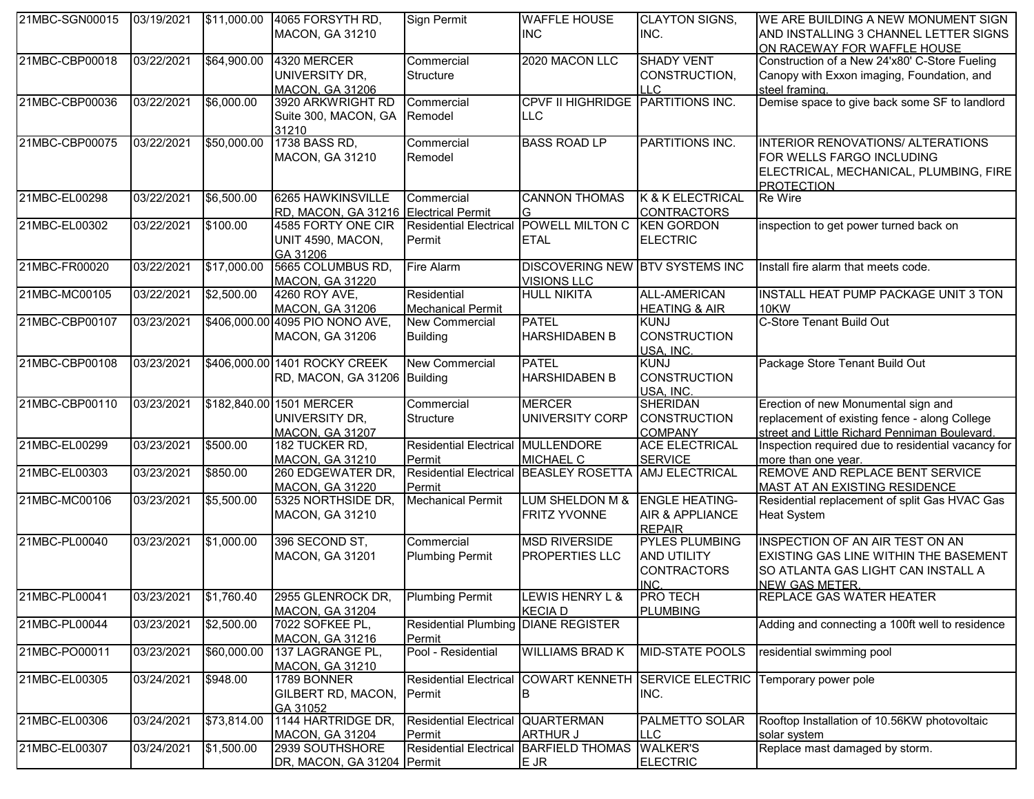| 21MBC-SGN00015 | 03/19/2021 | $11,000.00 | 4065 FORSYTH RD, MACON, GA 31210 | Sign Permit | WAFFLE HOUSE INC | CLAYTON SIGNS, INC. | WE ARE BUILDING A NEW MONUMENT SIGN AND INSTALLING 3 CHANNEL LETTER SIGNS ON RACEWAY FOR WAFFLE HOUSE |
|---|---|---|---|---|---|---|---|
| 21MBC-CBP00018 | 03/22/2021 | $64,900.00 | 4320 MERCER UNIVERSITY DR, MACON, GA 31206 | Commercial Structure | 2020 MACON LLC | SHADY VENT CONSTRUCTION, LLC | Construction of a New 24'x80' C-Store Fueling Canopy with Exxon imaging, Foundation, and steel framing. |
| 21MBC-CBP00036 | 03/22/2021 | $6,000.00 | 3920 ARKWRIGHT RD Suite 300, MACON, GA 31210 | Commercial Remodel | CPVF II HIGHRIDGE LLC | PARTITIONS INC. | Demise space to give back some SF to landlord |
| 21MBC-CBP00075 | 03/22/2021 | $50,000.00 | 1738 BASS RD, MACON, GA 31210 | Commercial Remodel | BASS ROAD LP | PARTITIONS INC. | INTERIOR RENOVATIONS/ ALTERATIONS FOR WELLS FARGO INCLUDING ELECTRICAL, MECHANICAL, PLUMBING, FIRE PROTECTION |
| 21MBC-EL00298 | 03/22/2021 | $6,500.00 | 6265 HAWKINSVILLE RD, MACON, GA 31216 | Commercial Electrical Permit | CANNON THOMAS G | K & K ELECTRICAL CONTRACTORS | Re Wire |
| 21MBC-EL00302 | 03/22/2021 | $100.00 | 4585 FORTY ONE CIR UNIT 4590, MACON, GA 31206 | Residential Electrical Permit | POWELL MILTON C ETAL | KEN GORDON ELECTRIC | inspection to get power turned back on |
| 21MBC-FR00020 | 03/22/2021 | $17,000.00 | 5665 COLUMBUS RD, MACON, GA 31220 | Fire Alarm | DISCOVERING NEW VISIONS LLC | BTV SYSTEMS INC | Install fire alarm that meets code. |
| 21MBC-MC00105 | 03/22/2021 | $2,500.00 | 4260 ROY AVE, MACON, GA 31206 | Residential Mechanical Permit | HULL NIKITA | ALL-AMERICAN HEATING & AIR | INSTALL HEAT PUMP PACKAGE UNIT 3 TON 10KW |
| 21MBC-CBP00107 | 03/23/2021 | $406,000.00 | 4095 PIO NONO AVE, MACON, GA 31206 | New Commercial Building | PATEL HARSHIDABEN B | KUNJ CONSTRUCTION USA, INC. | C-Store Tenant Build Out |
| 21MBC-CBP00108 | 03/23/2021 | $406,000.00 | 1401 ROCKY CREEK RD, MACON, GA 31206 | New Commercial Building | PATEL HARSHIDABEN B | KUNJ CONSTRUCTION USA, INC. | Package Store Tenant Build Out |
| 21MBC-CBP00110 | 03/23/2021 | $182,840.00 | 1501 MERCER UNIVERSITY DR, MACON, GA 31207 | Commercial Structure | MERCER UNIVERSITY CORP | SHERIDAN CONSTRUCTION COMPANY | Erection of new Monumental sign and replacement of existing fence - along College street and Little Richard Penniman Boulevard. |
| 21MBC-EL00299 | 03/23/2021 | $500.00 | 182 TUCKER RD, MACON, GA 31210 | Residential Electrical Permit | MULLENDORE MICHAEL C | ACE ELECTRICAL SERVICE | Inspection required due to residential vacancy for more than one year. |
| 21MBC-EL00303 | 03/23/2021 | $850.00 | 260 EDGEWATER DR, MACON, GA 31220 | Residential Electrical Permit | BEASLEY ROSETTA | AMJ ELECTRICAL | REMOVE AND REPLACE BENT SERVICE MAST AT AN EXISTING RESIDENCE |
| 21MBC-MC00106 | 03/23/2021 | $5,500.00 | 5325 NORTHSIDE DR, MACON, GA 31210 | Mechanical Permit | LUM SHELDON M & FRITZ YVONNE | ENGLE HEATING-AIR & APPLIANCE REPAIR | Residential replacement of split Gas HVAC Gas Heat System |
| 21MBC-PL00040 | 03/23/2021 | $1,000.00 | 396 SECOND ST, MACON, GA 31201 | Commercial Plumbing Permit | MSD RIVERSIDE PROPERTIES LLC | PYLES PLUMBING AND UTILITY CONTRACTORS INC. | INSPECTION OF AN AIR TEST ON AN EXISTING GAS LINE WITHIN THE BASEMENT SO ATLANTA GAS LIGHT CAN INSTALL A NEW GAS METER. |
| 21MBC-PL00041 | 03/23/2021 | $1,760.40 | 2955 GLENROCK DR, MACON, GA 31204 | Plumbing Permit | LEWIS HENRY L & KECIA D | PRO TECH PLUMBING | REPLACE GAS WATER HEATER |
| 21MBC-PL00044 | 03/23/2021 | $2,500.00 | 7022 SOFKEE PL, MACON, GA 31216 | Residential Plumbing Permit | DIANE REGISTER | | Adding and connecting a 100ft well to residence |
| 21MBC-PO00011 | 03/23/2021 | $60,000.00 | 137 LAGRANGE PL, MACON, GA 31210 | Pool - Residential | WILLIAMS BRAD K | MID-STATE POOLS | residential swimming pool |
| 21MBC-EL00305 | 03/24/2021 | $948.00 | 1789 BONNER GILBERT RD, MACON, GA 31052 | Residential Electrical Permit | COWART KENNETH B | SERVICE ELECTRIC INC. | Temporary power pole |
| 21MBC-EL00306 | 03/24/2021 | $73,814.00 | 1144 HARTRIDGE DR, MACON, GA 31204 | Residential Electrical Permit | QUARTERMAN ARTHUR J | PALMETTO SOLAR LLC | Rooftop Installation of 10.56KW photovoltaic solar system |
| 21MBC-EL00307 | 03/24/2021 | $1,500.00 | 2939 SOUTHSHORE DR, MACON, GA 31204 | Residential Electrical Permit | BARFIELD THOMAS E JR | WALKER'S ELECTRIC | Replace mast damaged by storm. |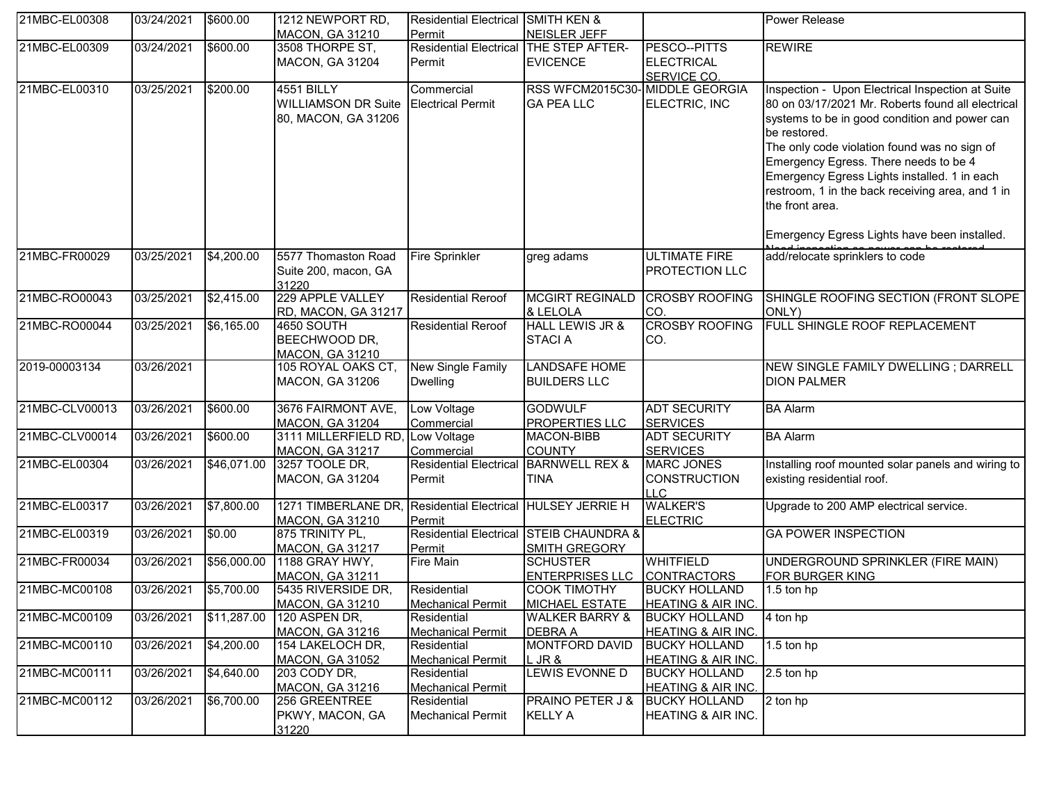| | | | | | | | |
|---|---|---|---|---|---|---|---|
| 21MBC-EL00308 | 03/24/2021 | $600.00 | 1212 NEWPORT RD, MACON, GA 31210 | Residential Electrical Permit | SMITH KEN & NEISLER JEFF | | Power Release |
| 21MBC-EL00309 | 03/24/2021 | $600.00 | 3508 THORPE ST, MACON, GA 31204 | Residential Electrical Permit | THE STEP AFTER-EVICENCE | PESCO--PITTS ELECTRICAL SERVICE CO. | REWIRE |
| 21MBC-EL00310 | 03/25/2021 | $200.00 | 4551 BILLY WILLIAMSON DR Suite 80, MACON, GA 31206 | Commercial Electrical Permit | RSS WFCM2015C30-GA PEA LLC | MIDDLE GEORGIA ELECTRIC, INC | Inspection - Upon Electrical Inspection at Suite 80 on 03/17/2021 Mr. Roberts found all electrical systems to be in good condition and power can be restored. The only code violation found was no sign of Emergency Egress. There needs to be 4 Emergency Egress Lights installed. 1 in each restroom, 1 in the back receiving area, and 1 in the front area. Emergency Egress Lights have been installed. Need inspection so power can be restored |
| 21MBC-FR00029 | 03/25/2021 | $4,200.00 | 5577 Thomaston Road Suite 200, macon, GA 31220 | Fire Sprinkler | greg adams | ULTIMATE FIRE PROTECTION LLC | add/relocate sprinklers to code |
| 21MBC-RO00043 | 03/25/2021 | $2,415.00 | 229 APPLE VALLEY RD, MACON, GA 31217 | Residential Reroof | MCGIRT REGINALD & LELOLA | CROSBY ROOFING CO. | SHINGLE ROOFING SECTION (FRONT SLOPE ONLY) |
| 21MBC-RO00044 | 03/25/2021 | $6,165.00 | 4650 SOUTH BEECHWOOD DR, MACON, GA 31210 | Residential Reroof | HALL LEWIS JR & STACI A | CROSBY ROOFING CO. | FULL SHINGLE ROOF REPLACEMENT |
| 2019-00003134 | 03/26/2021 | | 105 ROYAL OAKS CT, MACON, GA 31206 | New Single Family Dwelling | LANDSAFE HOME BUILDERS LLC | | NEW SINGLE FAMILY DWELLING ; DARRELL DION PALMER |
| 21MBC-CLV00013 | 03/26/2021 | $600.00 | 3676 FAIRMONT AVE, MACON, GA 31204 | Low Voltage Commercial | GODWULF PROPERTIES LLC | ADT SECURITY SERVICES | BA Alarm |
| 21MBC-CLV00014 | 03/26/2021 | $600.00 | 3111 MILLERFIELD RD, MACON, GA 31217 | Low Voltage Commercial | MACON-BIBB COUNTY | ADT SECURITY SERVICES | BA Alarm |
| 21MBC-EL00304 | 03/26/2021 | $46,071.00 | 3257 TOOLE DR, MACON, GA 31204 | Residential Electrical Permit | BARNWELL REX & TINA | MARC JONES CONSTRUCTION LLC | Installing roof mounted solar panels and wiring to existing residential roof. |
| 21MBC-EL00317 | 03/26/2021 | $7,800.00 | 1271 TIMBERLANE DR, MACON, GA 31210 | Residential Electrical Permit | HULSEY JERRIE H | WALKER'S ELECTRIC | Upgrade to 200 AMP electrical service. |
| 21MBC-EL00319 | 03/26/2021 | $0.00 | 875 TRINITY PL, MACON, GA 31217 | Residential Electrical Permit | STEIB CHAUNDRA & SMITH GREGORY | | GA POWER INSPECTION |
| 21MBC-FR00034 | 03/26/2021 | $56,000.00 | 1188 GRAY HWY, MACON, GA 31211 | Fire Main | SCHUSTER ENTERPRISES LLC | WHITFIELD CONTRACTORS | UNDERGROUND SPRINKLER (FIRE MAIN) FOR BURGER KING |
| 21MBC-MC00108 | 03/26/2021 | $5,700.00 | 5435 RIVERSIDE DR, MACON, GA 31210 | Residential Mechanical Permit | COOK TIMOTHY MICHAEL ESTATE | BUCKY HOLLAND HEATING & AIR INC. | 1.5 ton hp |
| 21MBC-MC00109 | 03/26/2021 | $11,287.00 | 120 ASPEN DR, MACON, GA 31216 | Residential Mechanical Permit | WALKER BARRY & DEBRA A | BUCKY HOLLAND HEATING & AIR INC. | 4 ton hp |
| 21MBC-MC00110 | 03/26/2021 | $4,200.00 | 154 LAKELOCH DR, MACON, GA 31052 | Residential Mechanical Permit | MONTFORD DAVID L JR & | BUCKY HOLLAND HEATING & AIR INC. | 1.5 ton hp |
| 21MBC-MC00111 | 03/26/2021 | $4,640.00 | 203 CODY DR, MACON, GA 31216 | Residential Mechanical Permit | LEWIS EVONNE D | BUCKY HOLLAND HEATING & AIR INC. | 2.5 ton hp |
| 21MBC-MC00112 | 03/26/2021 | $6,700.00 | 256 GREENTREE PKWY, MACON, GA 31220 | Residential Mechanical Permit | PRAINO PETER J & KELLY A | BUCKY HOLLAND HEATING & AIR INC. | 2 ton hp |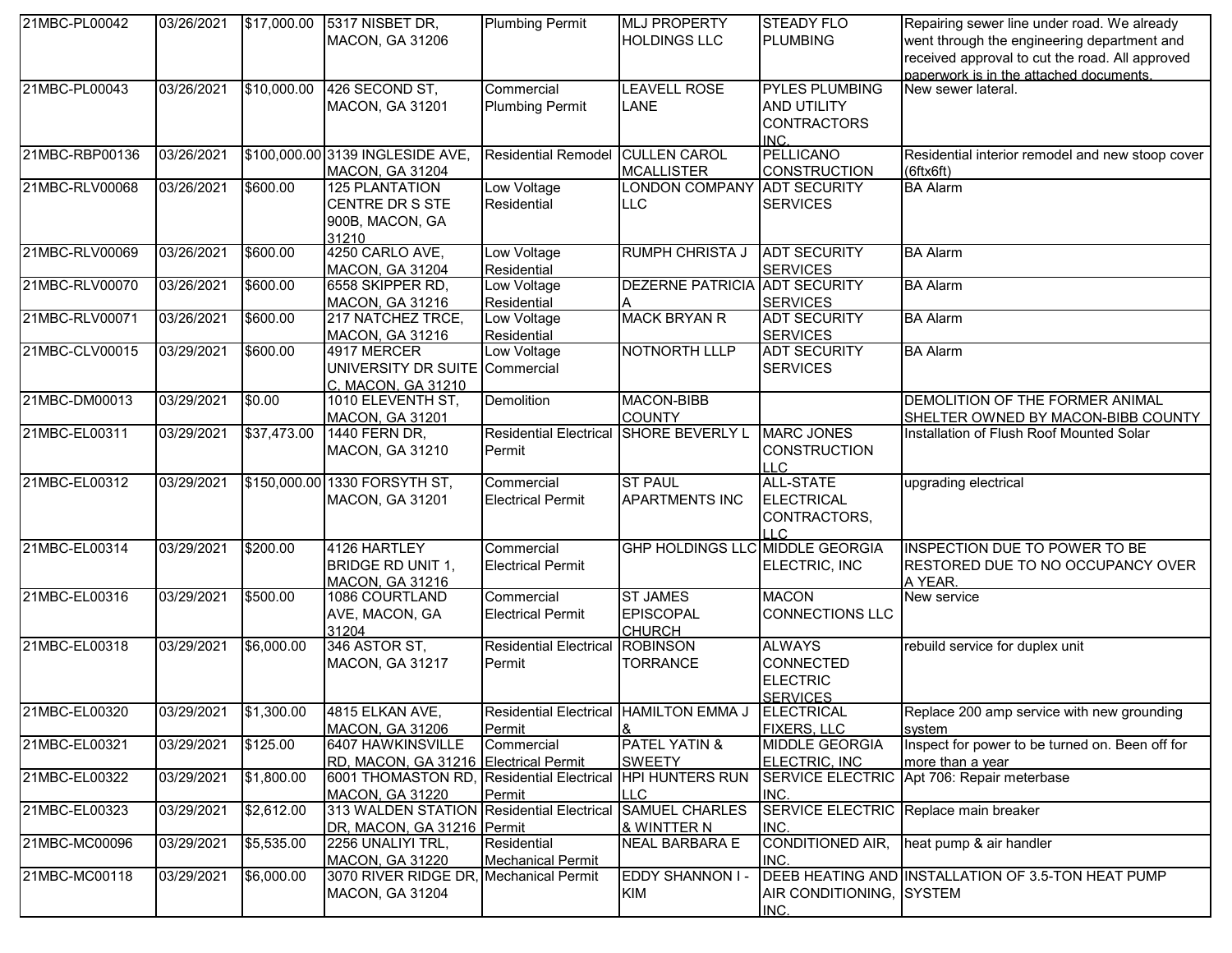| | | | | | | | |
|---|---|---|---|---|---|---|---|
| 21MBC-PL00042 | 03/26/2021 | $17,000.00 | 5317 NISBET DR, MACON, GA 31206 | Plumbing Permit | MLJ PROPERTY HOLDINGS LLC | STEADY FLO PLUMBING | Repairing sewer line under road. We already went through the engineering department and received approval to cut the road. All approved paperwork is in the attached documents. |
| 21MBC-PL00043 | 03/26/2021 | $10,000.00 | 426 SECOND ST, MACON, GA 31201 | Commercial Plumbing Permit | LEAVELL ROSE LANE | PYLES PLUMBING AND UTILITY CONTRACTORS INC. | New sewer lateral. |
| 21MBC-RBP00136 | 03/26/2021 | $100,000.00 | 3139 INGLESIDE AVE, MACON, GA 31204 | Residential Remodel | CULLEN CAROL MCALLISTER | PELLICANO CONSTRUCTION | Residential interior remodel and new stoop cover (6ftx6ft) |
| 21MBC-RLV00068 | 03/26/2021 | $600.00 | 125 PLANTATION CENTRE DR S STE 900B, MACON, GA 31210 | Low Voltage Residential | LONDON COMPANY LLC | ADT SECURITY SERVICES | BA Alarm |
| 21MBC-RLV00069 | 03/26/2021 | $600.00 | 4250 CARLO AVE, MACON, GA 31204 | Low Voltage Residential | RUMPH CHRISTA J | ADT SECURITY SERVICES | BA Alarm |
| 21MBC-RLV00070 | 03/26/2021 | $600.00 | 6558 SKIPPER RD, MACON, GA 31216 | Low Voltage Residential | DEZERNE PATRICIA A | ADT SECURITY SERVICES | BA Alarm |
| 21MBC-RLV00071 | 03/26/2021 | $600.00 | 217 NATCHEZ TRCE, MACON, GA 31216 | Low Voltage Residential | MACK BRYAN R | ADT SECURITY SERVICES | BA Alarm |
| 21MBC-CLV00015 | 03/29/2021 | $600.00 | 4917 MERCER UNIVERSITY DR SUITE C, MACON, GA 31210 | Low Voltage Commercial | NOTNORTH LLLP | ADT SECURITY SERVICES | BA Alarm |
| 21MBC-DM00013 | 03/29/2021 | $0.00 | 1010 ELEVENTH ST, MACON, GA 31201 | Demolition | MACON-BIBB COUNTY | | DEMOLITION OF THE FORMER ANIMAL SHELTER OWNED BY MACON-BIBB COUNTY |
| 21MBC-EL00311 | 03/29/2021 | $37,473.00 | 1440 FERN DR, MACON, GA 31210 | Residential Electrical Permit | SHORE BEVERLY L | MARC JONES CONSTRUCTION LLC | Installation of Flush Roof Mounted Solar |
| 21MBC-EL00312 | 03/29/2021 | $150,000.00 | 1330 FORSYTH ST, MACON, GA 31201 | Commercial Electrical Permit | ST PAUL APARTMENTS INC | ALL-STATE ELECTRICAL CONTRACTORS, LLC | upgrading electrical |
| 21MBC-EL00314 | 03/29/2021 | $200.00 | 4126 HARTLEY BRIDGE RD UNIT 1, MACON, GA 31216 | Commercial Electrical Permit | GHP HOLDINGS LLC | MIDDLE GEORGIA ELECTRIC, INC | INSPECTION DUE TO POWER TO BE RESTORED DUE TO NO OCCUPANCY OVER A YEAR. |
| 21MBC-EL00316 | 03/29/2021 | $500.00 | 1086 COURTLAND AVE, MACON, GA 31204 | Commercial Electrical Permit | ST JAMES EPISCOPAL CHURCH | MACON CONNECTIONS LLC | New service |
| 21MBC-EL00318 | 03/29/2021 | $6,000.00 | 346 ASTOR ST, MACON, GA 31217 | Residential Electrical Permit | ROBINSON TORRANCE | ALWAYS CONNECTED ELECTRIC SERVICES | rebuild service for duplex unit |
| 21MBC-EL00320 | 03/29/2021 | $1,300.00 | 4815 ELKAN AVE, MACON, GA 31206 | Residential Electrical Permit | HAMILTON EMMA J & | ELECTRICAL FIXERS, LLC | Replace 200 amp service with new grounding system |
| 21MBC-EL00321 | 03/29/2021 | $125.00 | 6407 HAWKINSVILLE RD, MACON, GA 31216 | Commercial Electrical Permit | PATEL YATIN & SWEETY | MIDDLE GEORGIA ELECTRIC, INC | Inspect for power to be turned on. Been off for more than a year |
| 21MBC-EL00322 | 03/29/2021 | $1,800.00 | 6001 THOMASTON RD, MACON, GA 31220 | Residential Electrical Permit | HPI HUNTERS RUN LLC | SERVICE ELECTRIC INC. | Apt 706: Repair meterbase |
| 21MBC-EL00323 | 03/29/2021 | $2,612.00 | 313 WALDEN STATION DR, MACON, GA 31216 | Residential Electrical Permit | SAMUEL CHARLES & WINTTER N | SERVICE ELECTRIC INC. | Replace main breaker |
| 21MBC-MC00096 | 03/29/2021 | $5,535.00 | 2256 UNALIYI TRL, MACON, GA 31220 | Residential Mechanical Permit | NEAL BARBARA E | CONDITIONED AIR, INC. | heat pump & air handler |
| 21MBC-MC00118 | 03/29/2021 | $6,000.00 | 3070 RIVER RIDGE DR, MACON, GA 31204 | Mechanical Permit | EDDY SHANNON I - KIM | DEEB HEATING AND AIR CONDITIONING, INC. | INSTALLATION OF 3.5-TON HEAT PUMP SYSTEM |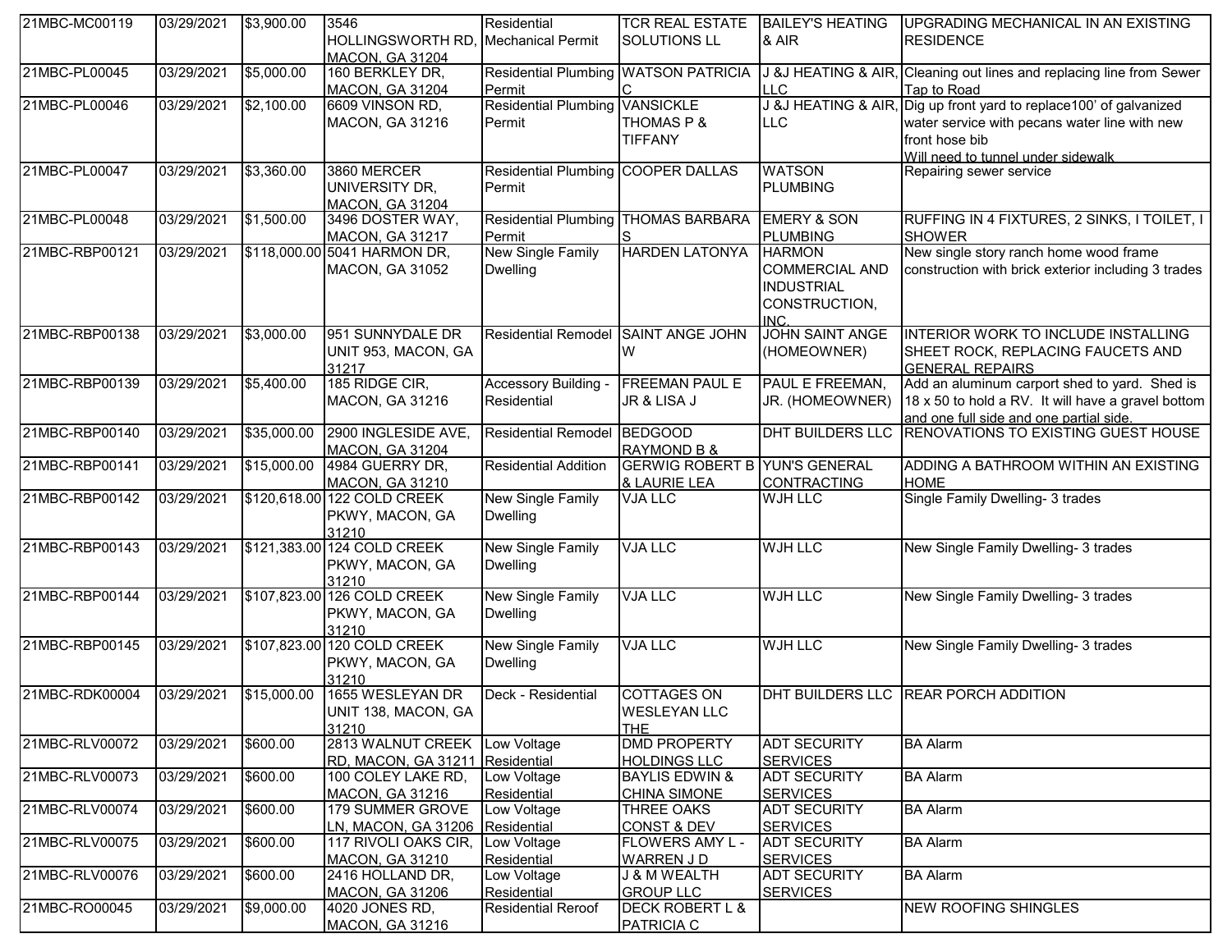| 21MBC-MC00119 | 03/29/2021 | $3,900.00 | 3546 HOLLINGSWORTH RD, MACON, GA 31204 | Residential Mechanical Permit | TCR REAL ESTATE SOLUTIONS LL | BAILEY'S HEATING & AIR | UPGRADING MECHANICAL IN AN EXISTING RESIDENCE |
|---|---|---|---|---|---|---|---|
| 21MBC-PL00045 | 03/29/2021 | $5,000.00 | 160 BERKLEY DR, MACON, GA 31204 | Residential Plumbing Permit | WATSON PATRICIA C | J &J HEATING & AIR, LLC | Cleaning out lines and replacing line from Sewer Tap to Road |
| 21MBC-PL00046 | 03/29/2021 | $2,100.00 | 6609 VINSON RD, MACON, GA 31216 | Residential Plumbing Permit | VANSICKLE THOMAS P & TIFFANY | J &J HEATING & AIR, LLC | Dig up front yard to replace100' of galvanized water service with pecans water line with new front hose bib Will need to tunnel under sidewalk |
| 21MBC-PL00047 | 03/29/2021 | $3,360.00 | 3860 MERCER UNIVERSITY DR, MACON, GA 31204 | Residential Plumbing Permit | COOPER DALLAS | WATSON PLUMBING | Repairing sewer service |
| 21MBC-PL00048 | 03/29/2021 | $1,500.00 | 3496 DOSTER WAY, MACON, GA 31217 | Residential Plumbing Permit | THOMAS BARBARA S | EMERY & SON PLUMBING | RUFFING IN 4 FIXTURES, 2 SINKS, I TOILET, I SHOWER |
| 21MBC-RBP00121 | 03/29/2021 | $118,000.00 | 5041 HARMON DR, MACON, GA 31052 | New Single Family Dwelling | HARDEN LATONYA | HARMON COMMERCIAL AND INDUSTRIAL CONSTRUCTION, INC. | New single story ranch home wood frame construction with brick exterior including 3 trades |
| 21MBC-RBP00138 | 03/29/2021 | $3,000.00 | 951 SUNNYDALE DR UNIT 953, MACON, GA 31217 | Residential Remodel | SAINT ANGE JOHN W | JOHN SAINT ANGE (HOMEOWNER) | INTERIOR WORK TO INCLUDE INSTALLING SHEET ROCK, REPLACING FAUCETS AND GENERAL REPAIRS |
| 21MBC-RBP00139 | 03/29/2021 | $5,400.00 | 185 RIDGE CIR, MACON, GA 31216 | Accessory Building - Residential | FREEMAN PAUL E JR & LISA J | PAUL E FREEMAN, JR. (HOMEOWNER) | Add an aluminum carport shed to yard. Shed is 18 x 50 to hold a RV. It will have a gravel bottom and one full side and one partial side. |
| 21MBC-RBP00140 | 03/29/2021 | $35,000.00 | 2900 INGLESIDE AVE, MACON, GA 31204 | Residential Remodel | BEDGOOD RAYMOND B & | DHT BUILDERS LLC | RENOVATIONS TO EXISTING GUEST HOUSE |
| 21MBC-RBP00141 | 03/29/2021 | $15,000.00 | 4984 GUERRY DR, MACON, GA 31210 | Residential Addition | GERWIG ROBERT B & LAURIE LEA | YUN'S GENERAL CONTRACTING | ADDING A BATHROOM WITHIN AN EXISTING HOME |
| 21MBC-RBP00142 | 03/29/2021 | $120,618.00 | 122 COLD CREEK PKWY, MACON, GA 31210 | New Single Family Dwelling | VJA LLC | WJH LLC | Single Family Dwelling- 3 trades |
| 21MBC-RBP00143 | 03/29/2021 | $121,383.00 | 124 COLD CREEK PKWY, MACON, GA 31210 | New Single Family Dwelling | VJA LLC | WJH LLC | New Single Family Dwelling- 3 trades |
| 21MBC-RBP00144 | 03/29/2021 | $107,823.00 | 126 COLD CREEK PKWY, MACON, GA 31210 | New Single Family Dwelling | VJA LLC | WJH LLC | New Single Family Dwelling- 3 trades |
| 21MBC-RBP00145 | 03/29/2021 | $107,823.00 | 120 COLD CREEK PKWY, MACON, GA 31210 | New Single Family Dwelling | VJA LLC | WJH LLC | New Single Family Dwelling- 3 trades |
| 21MBC-RDK00004 | 03/29/2021 | $15,000.00 | 1655 WESLEYAN DR UNIT 138, MACON, GA 31210 | Deck - Residential | COTTAGES ON WESLEYAN LLC THE | DHT BUILDERS LLC | REAR PORCH ADDITION |
| 21MBC-RLV00072 | 03/29/2021 | $600.00 | 2813 WALNUT CREEK RD, MACON, GA 31211 | Low Voltage Residential | DMD PROPERTY HOLDINGS LLC | ADT SECURITY SERVICES | BA Alarm |
| 21MBC-RLV00073 | 03/29/2021 | $600.00 | 100 COLEY LAKE RD, MACON, GA 31216 | Low Voltage Residential | BAYLIS EDWIN & CHINA SIMONE | ADT SECURITY SERVICES | BA Alarm |
| 21MBC-RLV00074 | 03/29/2021 | $600.00 | 179 SUMMER GROVE LN, MACON, GA 31206 | Low Voltage Residential | THREE OAKS CONST & DEV | ADT SECURITY SERVICES | BA Alarm |
| 21MBC-RLV00075 | 03/29/2021 | $600.00 | 117 RIVOLI OAKS CIR, MACON, GA 31210 | Low Voltage Residential | FLOWERS AMY L - WARREN J D | ADT SECURITY SERVICES | BA Alarm |
| 21MBC-RLV00076 | 03/29/2021 | $600.00 | 2416 HOLLAND DR, MACON, GA 31206 | Low Voltage Residential | J & M WEALTH GROUP LLC | ADT SECURITY SERVICES | BA Alarm |
| 21MBC-RO00045 | 03/29/2021 | $9,000.00 | 4020 JONES RD, MACON, GA 31216 | Residential Reroof | DECK ROBERT L & PATRICIA C | | NEW ROOFING SHINGLES |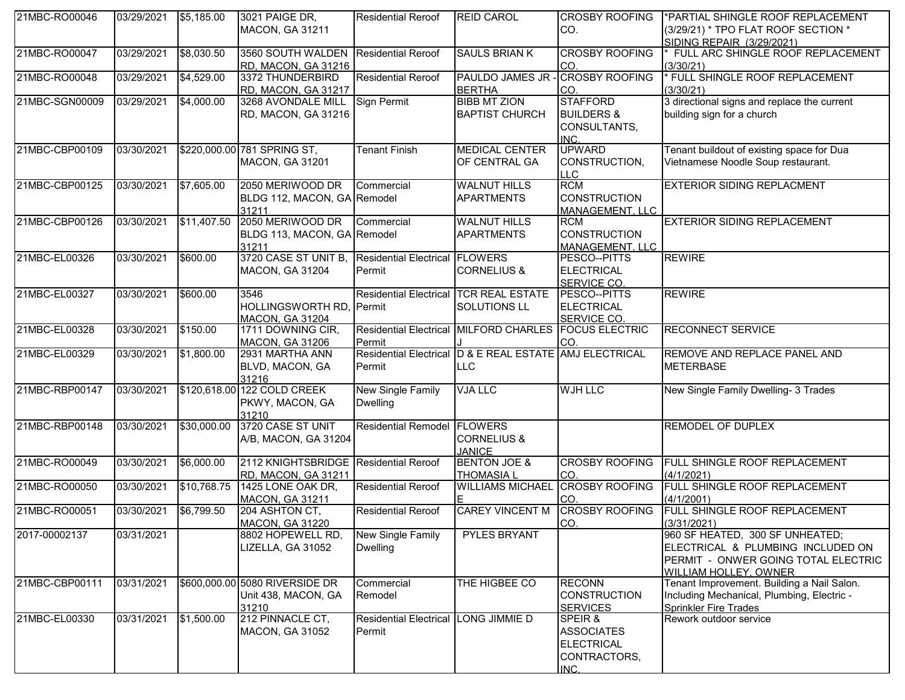| 21MBC-RO00046 | 03/29/2021 | $5,185.00 | 3021 PAIGE DR, MACON, GA 31211 | Residential Reroof | REID CAROL | CROSBY ROOFING CO. | *PARTIAL SHINGLE ROOF REPLACEMENT (3/29/21) * TPO FLAT ROOF SECTION * SIDING REPAIR (3/29/2021) |
|---|---|---|---|---|---|---|---|
| 21MBC-RO00047 | 03/29/2021 | $8,030.50 | 3560 SOUTH WALDEN RD, MACON, GA 31216 | Residential Reroof | SAULS BRIAN K | CROSBY ROOFING CO. | * FULL ARC SHINGLE ROOF REPLACEMENT (3/30/21) |
| 21MBC-RO00048 | 03/29/2021 | $4,529.00 | 3372 THUNDERBIRD RD, MACON, GA 31217 | Residential Reroof | PAULDO JAMES JR - BERTHA | CROSBY ROOFING CO. | * FULL SHINGLE ROOF REPLACEMENT (3/30/21) |
| 21MBC-SGN00009 | 03/29/2021 | $4,000.00 | 3268 AVONDALE MILL RD, MACON, GA 31216 | Sign Permit | BIBB MT ZION BAPTIST CHURCH | STAFFORD BUILDERS & CONSULTANTS, INC. | 3 directional signs and replace the current building sign for a church |
| 21MBC-CBP00109 | 03/30/2021 | $220,000.00 | 781 SPRING ST, MACON, GA 31201 | Tenant Finish | MEDICAL CENTER OF CENTRAL GA | UPWARD CONSTRUCTION, LLC | Tenant buildout of existing space for Dua Vietnamese Noodle Soup restaurant. |
| 21MBC-CBP00125 | 03/30/2021 | $7,605.00 | 2050 MERIWOOD DR BLDG 112, MACON, GA 31211 | Commercial Remodel | WALNUT HILLS APARTMENTS | RCM CONSTRUCTION MANAGEMENT, LLC | EXTERIOR SIDING REPLACMENT |
| 21MBC-CBP00126 | 03/30/2021 | $11,407.50 | 2050 MERIWOOD DR BLDG 113, MACON, GA 31211 | Commercial Remodel | WALNUT HILLS APARTMENTS | RCM CONSTRUCTION MANAGEMENT, LLC | EXTERIOR SIDING REPLACEMENT |
| 21MBC-EL00326 | 03/30/2021 | $600.00 | 3720 CASE ST UNIT B, MACON, GA 31204 | Residential Electrical Permit | FLOWERS CORNELIUS & | PESCO--PITTS ELECTRICAL SERVICE CO. | REWIRE |
| 21MBC-EL00327 | 03/30/2021 | $600.00 | 3546 HOLLINGSWORTH RD, MACON, GA 31204 | Residential Electrical Permit | TCR REAL ESTATE SOLUTIONS LL | PESCO--PITTS ELECTRICAL SERVICE CO. | REWIRE |
| 21MBC-EL00328 | 03/30/2021 | $150.00 | 1711 DOWNING CIR, MACON, GA 31206 | Residential Electrical Permit | MILFORD CHARLES J | FOCUS ELECTRIC CO. | RECONNECT SERVICE |
| 21MBC-EL00329 | 03/30/2021 | $1,800.00 | 2931 MARTHA ANN BLVD, MACON, GA 31216 | Residential Electrical Permit | D & E REAL ESTATE LLC | AMJ ELECTRICAL | REMOVE AND REPLACE PANEL AND METERBASE |
| 21MBC-RBP00147 | 03/30/2021 | $120,618.00 | 122 COLD CREEK PKWY, MACON, GA 31210 | New Single Family Dwelling | VJA LLC | WJH LLC | New Single Family Dwelling- 3 Trades |
| 21MBC-RBP00148 | 03/30/2021 | $30,000.00 | 3720 CASE ST UNIT A/B, MACON, GA 31204 | Residential Remodel | FLOWERS CORNELIUS & JANICE | | REMODEL OF DUPLEX |
| 21MBC-RO00049 | 03/30/2021 | $6,000.00 | 2112 KNIGHTSBRIDGE RD, MACON, GA 31211 | Residential Reroof | BENTON JOE & THOMASIA L | CROSBY ROOFING CO. | FULL SHINGLE ROOF REPLACEMENT (4/1/2021) |
| 21MBC-RO00050 | 03/30/2021 | $10,768.75 | 1425 LONE OAK DR, MACON, GA 31211 | Residential Reroof | WILLIAMS MICHAEL E | CROSBY ROOFING CO. | FULL SHINGLE ROOF REPLACEMENT (4/1/2001) |
| 21MBC-RO00051 | 03/30/2021 | $6,799.50 | 204 ASHTON CT, MACON, GA 31220 | Residential Reroof | CAREY VINCENT M | CROSBY ROOFING CO. | FULL SHINGLE ROOF REPLACEMENT (3/31/2021) |
| 2017-00002137 | 03/31/2021 | | 8802 HOPEWELL RD, LIZELLA, GA 31052 | New Single Family Dwelling | PYLES BRYANT | | 960 SF HEATED, 300 SF UNHEATED; ELECTRICAL & PLUMBING INCLUDED ON PERMIT - ONWER GOING TOTAL ELECTRIC WILLIAM HOLLEY, OWNER |
| 21MBC-CBP00111 | 03/31/2021 | $600,000.00 | 5080 RIVERSIDE DR Unit 438, MACON, GA 31210 | Commercial Remodel | THE HIGBEE CO | RECONN CONSTRUCTION SERVICES | Tenant Improvement. Building a Nail Salon. Including Mechanical, Plumbing, Electric - Sprinkler Fire Trades |
| 21MBC-EL00330 | 03/31/2021 | $1,500.00 | 212 PINNACLE CT, MACON, GA 31052 | Residential Electrical Permit | LONG JIMMIE D | SPEIR & ASSOCIATES ELECTRICAL CONTRACTORS, INC. | Rework outdoor service |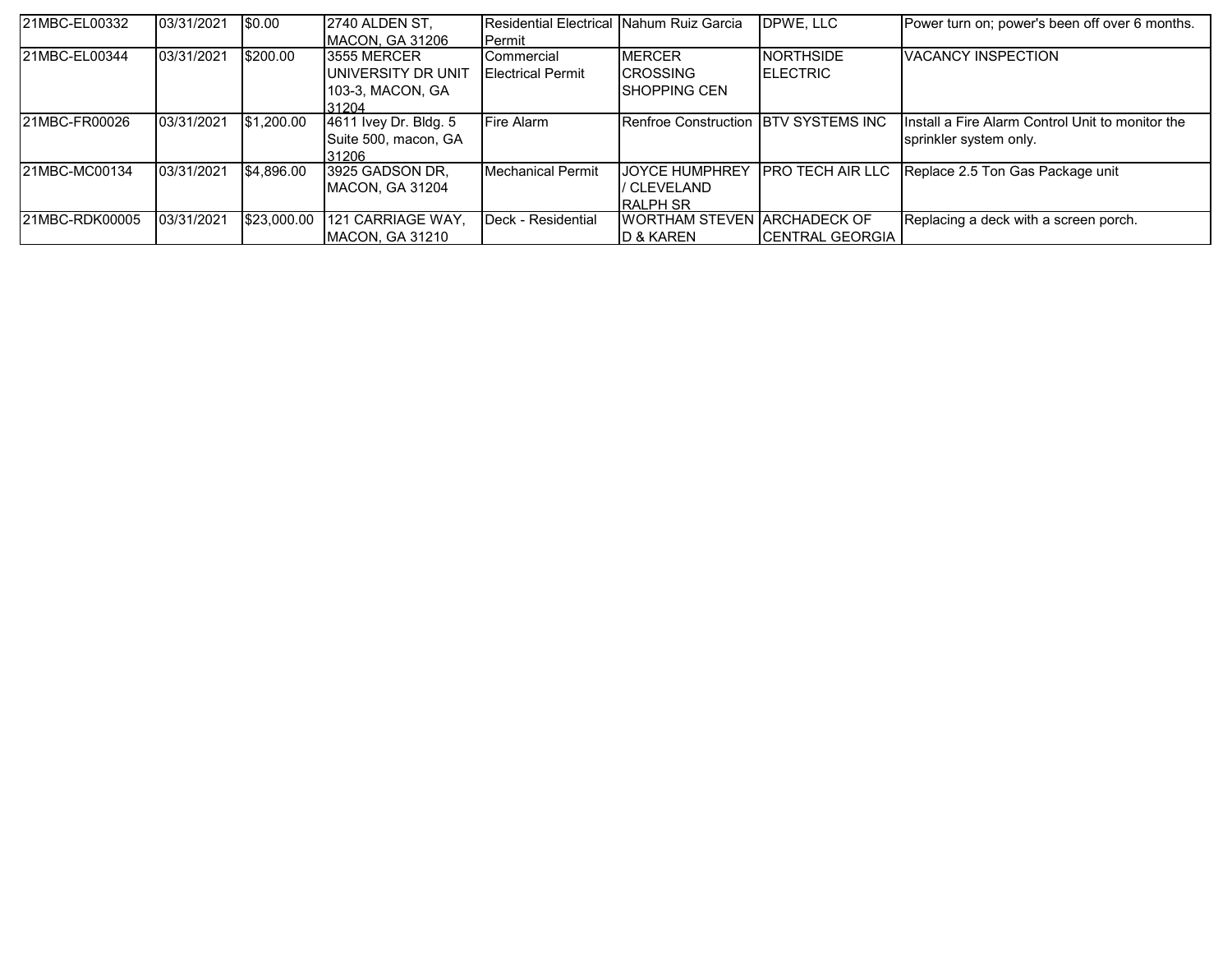| | | | | | | | |
|---|---|---|---|---|---|---|---|
| 21MBC-EL00332 | 03/31/2021 | $0.00 | 2740 ALDEN ST, MACON, GA 31206 | Residential Electrical Permit | Nahum Ruiz Garcia | DPWE, LLC | Power turn on; power's been off over 6 months. |
| 21MBC-EL00344 | 03/31/2021 | $200.00 | 3555 MERCER UNIVERSITY DR UNIT 103-3, MACON, GA 31204 | Commercial Electrical Permit | MERCER CROSSING SHOPPING CEN | NORTHSIDE ELECTRIC | VACANCY INSPECTION |
| 21MBC-FR00026 | 03/31/2021 | $1,200.00 | 4611 Ivey Dr. Bldg. 5 Suite 500, macon, GA 31206 | Fire Alarm | Renfroe Construction | BTV SYSTEMS INC | Install a Fire Alarm Control Unit to monitor the sprinkler system only. |
| 21MBC-MC00134 | 03/31/2021 | $4,896.00 | 3925 GADSON DR, MACON, GA 31204 | Mechanical Permit | JOYCE HUMPHREY / CLEVELAND RALPH SR | PRO TECH AIR LLC | Replace 2.5 Ton Gas Package unit |
| 21MBC-RDK00005 | 03/31/2021 | $23,000.00 | 121 CARRIAGE WAY, MACON, GA 31210 | Deck - Residential | WORTHAM STEVEN D & KAREN | ARCHADECK OF CENTRAL GEORGIA | Replacing a deck with a screen porch. |